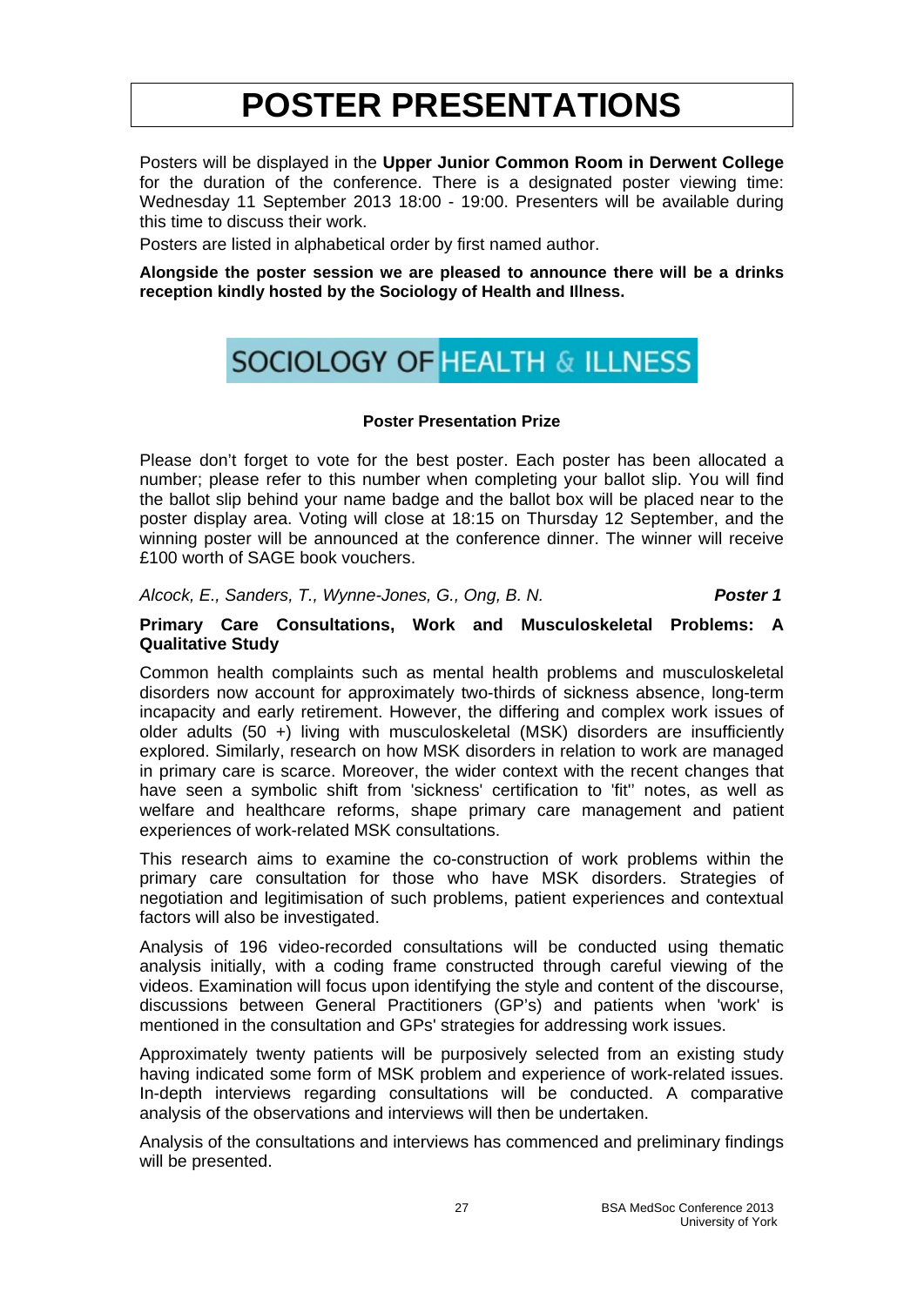# POSTER PRESENTATIONS

Posters will be displayed in the **Upper Junior Common Room in Derwent College** for the duration of the conference. There is a designated poster viewing time: Wednesday 11 September 2013 18:00 - 19:00. Presenters will be available during this time to discuss their work.

Posters are listed in alphabetical order by first named author.

**Alongside the poster session we are pleased to announce there will be a drinks reception kindly hosted by the Sociology of Health and Illness.**

SOCIOLOGY OF HEALTH & ILLNESS

**Poster Presentation Prize**

Please don't forget to vote for the best poster. Each poster has been allocated a number; please refer to this number when completing your ballot slip. You will find the ballot slip behind your name badge and the ballot box will be placed near to the poster display area. Voting will close at 18:15 on Thursday 12 September, and the winning poster will be announced at the conference dinner. The winner will receive £100 worth of SAGE book vouchers.

*Alcock, E., Sanders, T., Wynne-Jones, G., Ong, B. N.* ***Poster 1***

**Primary Care Consultations, Work and Musculoskeletal Problems: A Qualitative Study**

Common health complaints such as mental health problems and musculoskeletal disorders now account for approximately two-thirds of sickness absence, long-term incapacity and early retirement. However, the differing and complex work issues of older adults (50 +) living with musculoskeletal (MSK) disorders are insufficiently explored. Similarly, research on how MSK disorders in relation to work are managed in primary care is scarce. Moreover, the wider context with the recent changes that have seen a symbolic shift from 'sickness' certification to 'fit'' notes, as well as welfare and healthcare reforms, shape primary care management and patient experiences of work-related MSK consultations.

This research aims to examine the co-construction of work problems within the primary care consultation for those who have MSK disorders. Strategies of negotiation and legitimisation of such problems, patient experiences and contextual factors will also be investigated.

Analysis of 196 video-recorded consultations will be conducted using thematic analysis initially, with a coding frame constructed through careful viewing of the videos. Examination will focus upon identifying the style and content of the discourse, discussions between General Practitioners (GP's) and patients when 'work' is mentioned in the consultation and GPs' strategies for addressing work issues.

Approximately twenty patients will be purposively selected from an existing study having indicated some form of MSK problem and experience of work-related issues. In-depth interviews regarding consultations will be conducted. A comparative analysis of the observations and interviews will then be undertaken.

Analysis of the consultations and interviews has commenced and preliminary findings will be presented.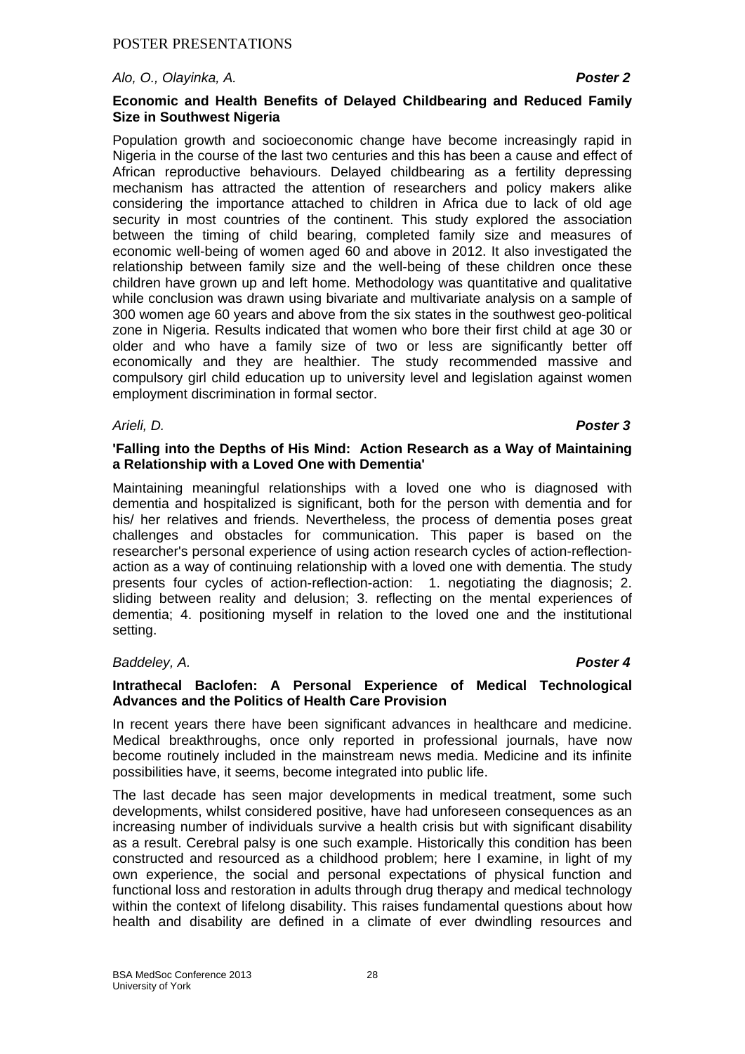POSTER PRESENTATIONS

*Alo, O., Olayinka, A.* ***Poster 2***

**Economic and Health Benefits of Delayed Childbearing and Reduced Family Size in Southwest Nigeria**

Population growth and socioeconomic change have become increasingly rapid in Nigeria in the course of the last two centuries and this has been a cause and effect of African reproductive behaviours. Delayed childbearing as a fertility depressing mechanism has attracted the attention of researchers and policy makers alike considering the importance attached to children in Africa due to lack of old age security in most countries of the continent. This study explored the association between the timing of child bearing, completed family size and measures of economic well-being of women aged 60 and above in 2012. It also investigated the relationship between family size and the well-being of these children once these children have grown up and left home. Methodology was quantitative and qualitative while conclusion was drawn using bivariate and multivariate analysis on a sample of 300 women age 60 years and above from the six states in the southwest geo-political zone in Nigeria. Results indicated that women who bore their first child at age 30 or older and who have a family size of two or less are significantly better off economically and they are healthier. The study recommended massive and compulsory girl child education up to university level and legislation against women employment discrimination in formal sector.

*Arieli, D.* ***Poster 3***

**'Falling into the Depths of His Mind: Action Research as a Way of Maintaining a Relationship with a Loved One with Dementia'**

Maintaining meaningful relationships with a loved one who is diagnosed with dementia and hospitalized is significant, both for the person with dementia and for his/ her relatives and friends. Nevertheless, the process of dementia poses great challenges and obstacles for communication. This paper is based on the researcher's personal experience of using action research cycles of action-reflection-action as a way of continuing relationship with a loved one with dementia. The study presents four cycles of action-reflection-action: 1. negotiating the diagnosis; 2. sliding between reality and delusion; 3. reflecting on the mental experiences of dementia; 4. positioning myself in relation to the loved one and the institutional setting.

*Baddeley, A.* ***Poster 4***

**Intrathecal Baclofen: A Personal Experience of Medical Technological Advances and the Politics of Health Care Provision**

In recent years there have been significant advances in healthcare and medicine. Medical breakthroughs, once only reported in professional journals, have now become routinely included in the mainstream news media. Medicine and its infinite possibilities have, it seems, become integrated into public life.

The last decade has seen major developments in medical treatment, some such developments, whilst considered positive, have had unforeseen consequences as an increasing number of individuals survive a health crisis but with significant disability as a result. Cerebral palsy is one such example. Historically this condition has been constructed and resourced as a childhood problem; here I examine, in light of my own experience, the social and personal expectations of physical function and functional loss and restoration in adults through drug therapy and medical technology within the context of lifelong disability. This raises fundamental questions about how health and disability are defined in a climate of ever dwindling resources and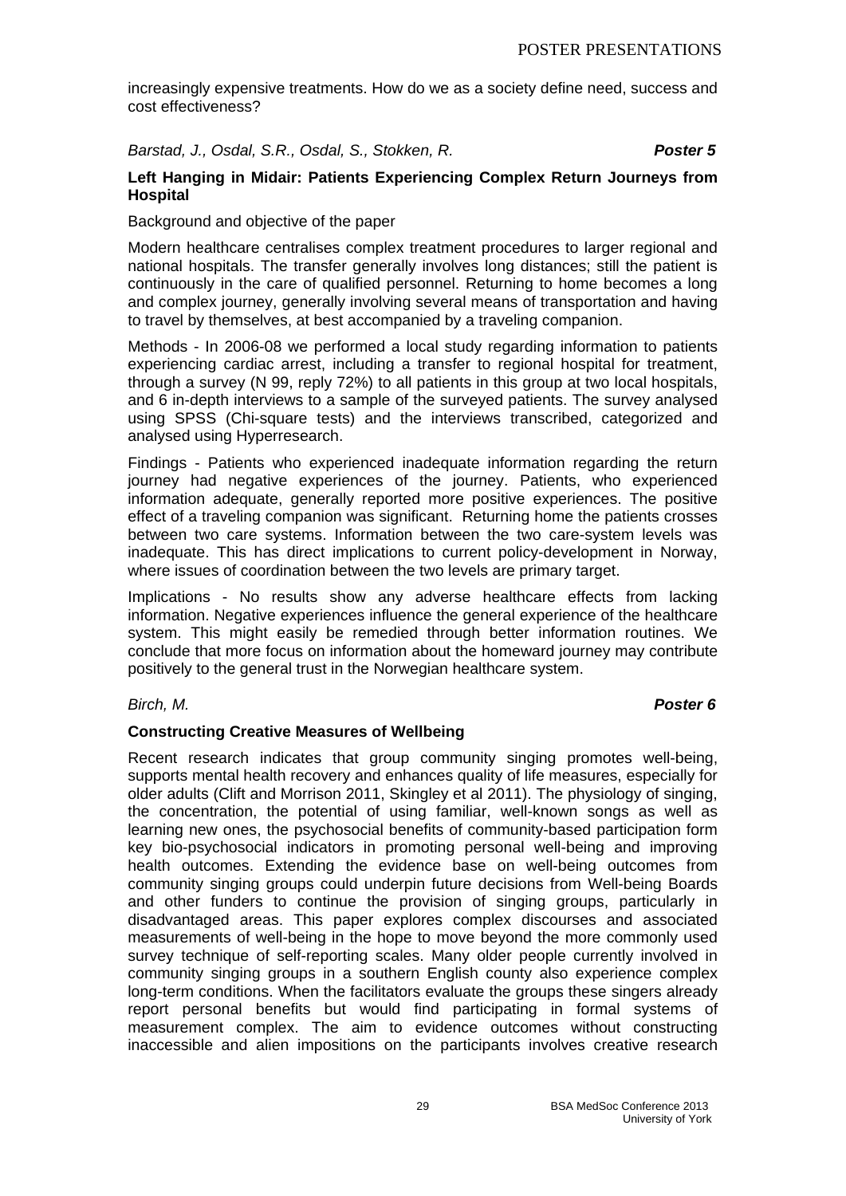increasingly expensive treatments. How do we as a society define need, success and cost effectiveness?

*Barstad, J., Osdal, S.R., Osdal, S., Stokken, R.* ***Poster 5***

**Left Hanging in Midair: Patients Experiencing Complex Return Journeys from Hospital**

Background and objective of the paper

Modern healthcare centralises complex treatment procedures to larger regional and national hospitals. The transfer generally involves long distances; still the patient is continuously in the care of qualified personnel. Returning to home becomes a long and complex journey, generally involving several means of transportation and having to travel by themselves, at best accompanied by a traveling companion.

Methods - In 2006-08 we performed a local study regarding information to patients experiencing cardiac arrest, including a transfer to regional hospital for treatment, through a survey (N 99, reply 72%) to all patients in this group at two local hospitals, and 6 in-depth interviews to a sample of the surveyed patients. The survey analysed using SPSS (Chi-square tests) and the interviews transcribed, categorized and analysed using Hyperresearch.

Findings - Patients who experienced inadequate information regarding the return journey had negative experiences of the journey. Patients, who experienced information adequate, generally reported more positive experiences. The positive effect of a traveling companion was significant. Returning home the patients crosses between two care systems. Information between the two care-system levels was inadequate. This has direct implications to current policy-development in Norway, where issues of coordination between the two levels are primary target.

Implications - No results show any adverse healthcare effects from lacking information. Negative experiences influence the general experience of the healthcare system. This might easily be remedied through better information routines. We conclude that more focus on information about the homeward journey may contribute positively to the general trust in the Norwegian healthcare system.

*Birch, M.* ***Poster 6***

**Constructing Creative Measures of Wellbeing**

Recent research indicates that group community singing promotes well-being, supports mental health recovery and enhances quality of life measures, especially for older adults (Clift and Morrison 2011, Skingley et al 2011). The physiology of singing, the concentration, the potential of using familiar, well-known songs as well as learning new ones, the psychosocial benefits of community-based participation form key bio-psychosocial indicators in promoting personal well-being and improving health outcomes. Extending the evidence base on well-being outcomes from community singing groups could underpin future decisions from Well-being Boards and other funders to continue the provision of singing groups, particularly in disadvantaged areas. This paper explores complex discourses and associated measurements of well-being in the hope to move beyond the more commonly used survey technique of self-reporting scales. Many older people currently involved in community singing groups in a southern English county also experience complex long-term conditions. When the facilitators evaluate the groups these singers already report personal benefits but would find participating in formal systems of measurement complex. The aim to evidence outcomes without constructing inaccessible and alien impositions on the participants involves creative research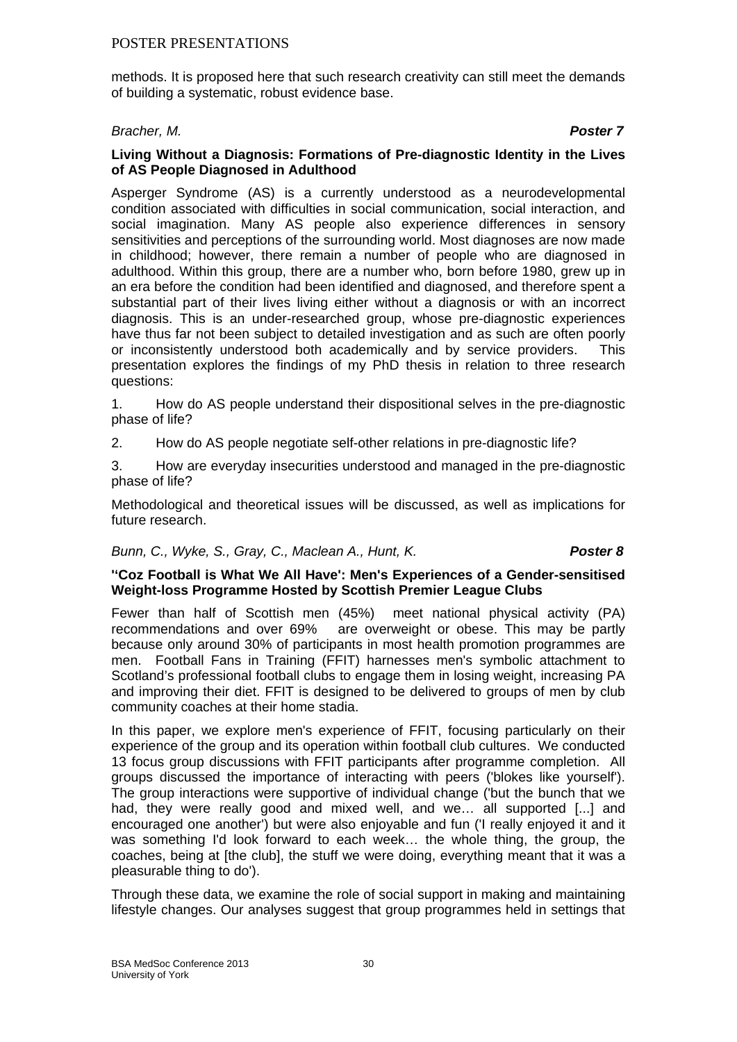methods. It is proposed here that such research creativity can still meet the demands of building a systematic, robust evidence base.

*Bracher, M.* ***Poster 7***

**Living Without a Diagnosis: Formations of Pre-diagnostic Identity in the Lives of AS People Diagnosed in Adulthood**

Asperger Syndrome (AS) is a currently understood as a neurodevelopmental condition associated with difficulties in social communication, social interaction, and social imagination. Many AS people also experience differences in sensory sensitivities and perceptions of the surrounding world. Most diagnoses are now made in childhood; however, there remain a number of people who are diagnosed in adulthood. Within this group, there are a number who, born before 1980, grew up in an era before the condition had been identified and diagnosed, and therefore spent a substantial part of their lives living either without a diagnosis or with an incorrect diagnosis. This is an under-researched group, whose pre-diagnostic experiences have thus far not been subject to detailed investigation and as such are often poorly or inconsistently understood both academically and by service providers. This presentation explores the findings of my PhD thesis in relation to three research questions:

1. How do AS people understand their dispositional selves in the pre-diagnostic phase of life?

2. How do AS people negotiate self-other relations in pre-diagnostic life?

3. How are everyday insecurities understood and managed in the pre-diagnostic phase of life?

Methodological and theoretical issues will be discussed, as well as implications for future research.

*Bunn, C., Wyke, S., Gray, C., Maclean A., Hunt, K.* ***Poster 8***

**''Coz Football is What We All Have': Men's Experiences of a Gender-sensitised Weight-loss Programme Hosted by Scottish Premier League Clubs**

Fewer than half of Scottish men (45%) meet national physical activity (PA) recommendations and over 69% are overweight or obese. This may be partly because only around 30% of participants in most health promotion programmes are men. Football Fans in Training (FFIT) harnesses men's symbolic attachment to Scotland's professional football clubs to engage them in losing weight, increasing PA and improving their diet. FFIT is designed to be delivered to groups of men by club community coaches at their home stadia.

In this paper, we explore men's experience of FFIT, focusing particularly on their experience of the group and its operation within football club cultures. We conducted 13 focus group discussions with FFIT participants after programme completion. All groups discussed the importance of interacting with peers ('blokes like yourself'). The group interactions were supportive of individual change ('but the bunch that we had, they were really good and mixed well, and we… all supported [...] and encouraged one another') but were also enjoyable and fun ('I really enjoyed it and it was something I'd look forward to each week… the whole thing, the group, the coaches, being at [the club], the stuff we were doing, everything meant that it was a pleasurable thing to do').

Through these data, we examine the role of social support in making and maintaining lifestyle changes. Our analyses suggest that group programmes held in settings that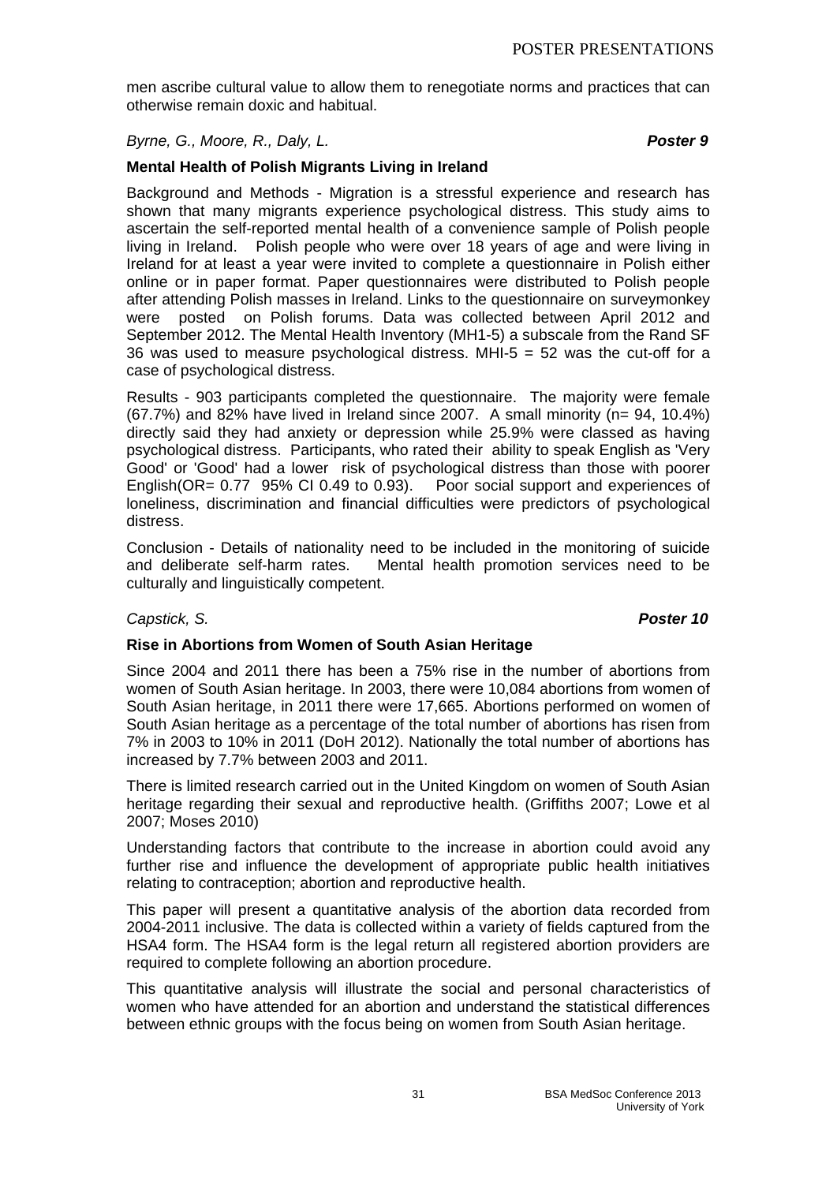men ascribe cultural value to allow them to renegotiate norms and practices that can otherwise remain doxic and habitual.

*Byrne, G., Moore, R., Daly, L.* ***Poster 9***

**Mental Health of Polish Migrants Living in Ireland**

Background and Methods - Migration is a stressful experience and research has shown that many migrants experience psychological distress. This study aims to ascertain the self-reported mental health of a convenience sample of Polish people living in Ireland. Polish people who were over 18 years of age and were living in Ireland for at least a year were invited to complete a questionnaire in Polish either online or in paper format. Paper questionnaires were distributed to Polish people after attending Polish masses in Ireland. Links to the questionnaire on surveymonkey were posted on Polish forums. Data was collected between April 2012 and September 2012. The Mental Health Inventory (MH1-5) a subscale from the Rand SF 36 was used to measure psychological distress. MHI-5 = 52 was the cut-off for a case of psychological distress.

Results - 903 participants completed the questionnaire. The majority were female (67.7%) and 82% have lived in Ireland since 2007. A small minority (n= 94, 10.4%) directly said they had anxiety or depression while 25.9% were classed as having psychological distress. Participants, who rated their ability to speak English as 'Very Good' or 'Good' had a lower risk of psychological distress than those with poorer English(OR= 0.77 95% CI 0.49 to 0.93). Poor social support and experiences of loneliness, discrimination and financial difficulties were predictors of psychological distress.

Conclusion - Details of nationality need to be included in the monitoring of suicide and deliberate self-harm rates. Mental health promotion services need to be culturally and linguistically competent.

*Capstick, S.* ***Poster 10***

**Rise in Abortions from Women of South Asian Heritage**

Since 2004 and 2011 there has been a 75% rise in the number of abortions from women of South Asian heritage. In 2003, there were 10,084 abortions from women of South Asian heritage, in 2011 there were 17,665. Abortions performed on women of South Asian heritage as a percentage of the total number of abortions has risen from 7% in 2003 to 10% in 2011 (DoH 2012). Nationally the total number of abortions has increased by 7.7% between 2003 and 2011.

There is limited research carried out in the United Kingdom on women of South Asian heritage regarding their sexual and reproductive health. (Griffiths 2007; Lowe et al 2007; Moses 2010)

Understanding factors that contribute to the increase in abortion could avoid any further rise and influence the development of appropriate public health initiatives relating to contraception; abortion and reproductive health.

This paper will present a quantitative analysis of the abortion data recorded from 2004-2011 inclusive. The data is collected within a variety of fields captured from the HSA4 form. The HSA4 form is the legal return all registered abortion providers are required to complete following an abortion procedure.

This quantitative analysis will illustrate the social and personal characteristics of women who have attended for an abortion and understand the statistical differences between ethnic groups with the focus being on women from South Asian heritage.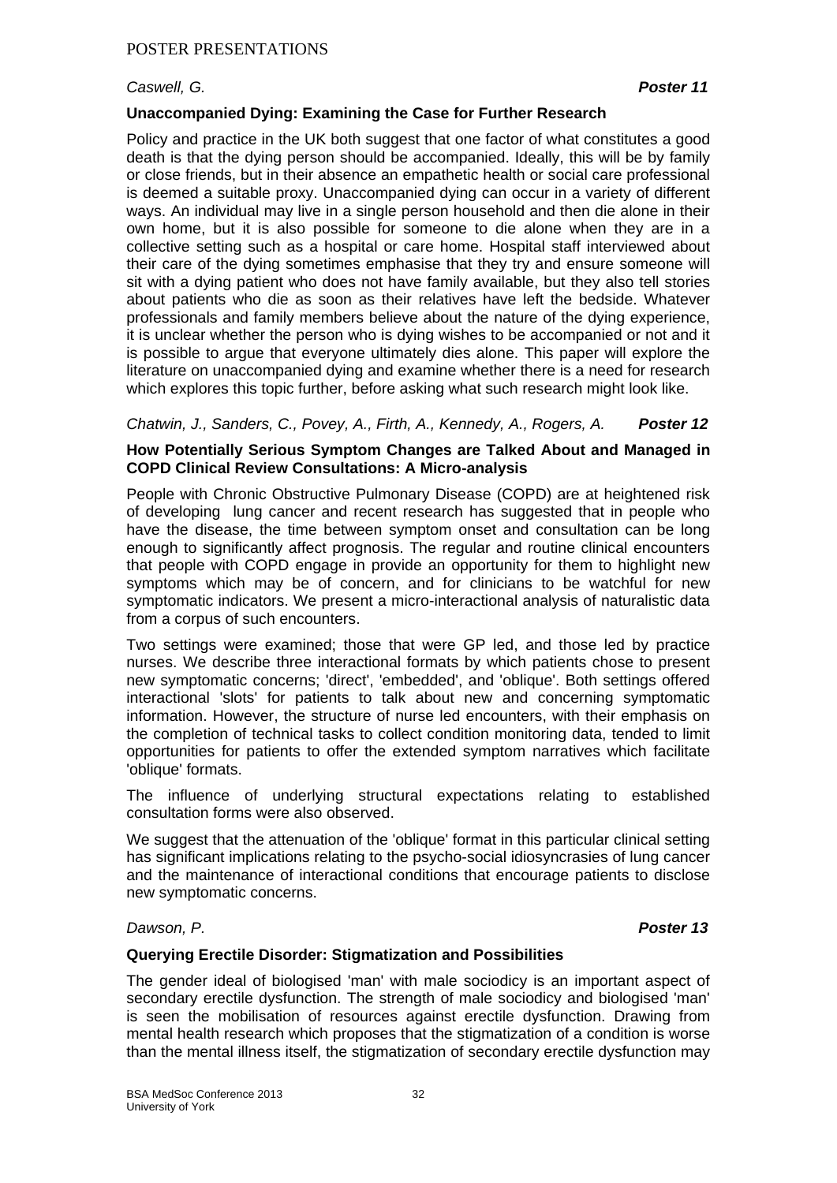*Caswell, G.* ***Poster 11***

**Unaccompanied Dying: Examining the Case for Further Research**

Policy and practice in the UK both suggest that one factor of what constitutes a good death is that the dying person should be accompanied. Ideally, this will be by family or close friends, but in their absence an empathetic health or social care professional is deemed a suitable proxy. Unaccompanied dying can occur in a variety of different ways. An individual may live in a single person household and then die alone in their own home, but it is also possible for someone to die alone when they are in a collective setting such as a hospital or care home. Hospital staff interviewed about their care of the dying sometimes emphasise that they try and ensure someone will sit with a dying patient who does not have family available, but they also tell stories about patients who die as soon as their relatives have left the bedside. Whatever professionals and family members believe about the nature of the dying experience, it is unclear whether the person who is dying wishes to be accompanied or not and it is possible to argue that everyone ultimately dies alone. This paper will explore the literature on unaccompanied dying and examine whether there is a need for research which explores this topic further, before asking what such research might look like.

*Chatwin, J., Sanders, C., Povey, A., Firth, A., Kennedy, A., Rogers, A.* ***Poster 12***

**How Potentially Serious Symptom Changes are Talked About and Managed in COPD Clinical Review Consultations: A Micro-analysis**

People with Chronic Obstructive Pulmonary Disease (COPD) are at heightened risk of developing lung cancer and recent research has suggested that in people who have the disease, the time between symptom onset and consultation can be long enough to significantly affect prognosis. The regular and routine clinical encounters that people with COPD engage in provide an opportunity for them to highlight new symptoms which may be of concern, and for clinicians to be watchful for new symptomatic indicators. We present a micro-interactional analysis of naturalistic data from a corpus of such encounters.

Two settings were examined; those that were GP led, and those led by practice nurses. We describe three interactional formats by which patients chose to present new symptomatic concerns; 'direct', 'embedded', and 'oblique'. Both settings offered interactional 'slots' for patients to talk about new and concerning symptomatic information. However, the structure of nurse led encounters, with their emphasis on the completion of technical tasks to collect condition monitoring data, tended to limit opportunities for patients to offer the extended symptom narratives which facilitate 'oblique' formats.

The influence of underlying structural expectations relating to established consultation forms were also observed.

We suggest that the attenuation of the 'oblique' format in this particular clinical setting has significant implications relating to the psycho-social idiosyncrasies of lung cancer and the maintenance of interactional conditions that encourage patients to disclose new symptomatic concerns.

*Dawson, P.* ***Poster 13***

**Querying Erectile Disorder: Stigmatization and Possibilities**

The gender ideal of biologised 'man' with male sociodicy is an important aspect of secondary erectile dysfunction. The strength of male sociodicy and biologised 'man' is seen the mobilisation of resources against erectile dysfunction. Drawing from mental health research which proposes that the stigmatization of a condition is worse than the mental illness itself, the stigmatization of secondary erectile dysfunction may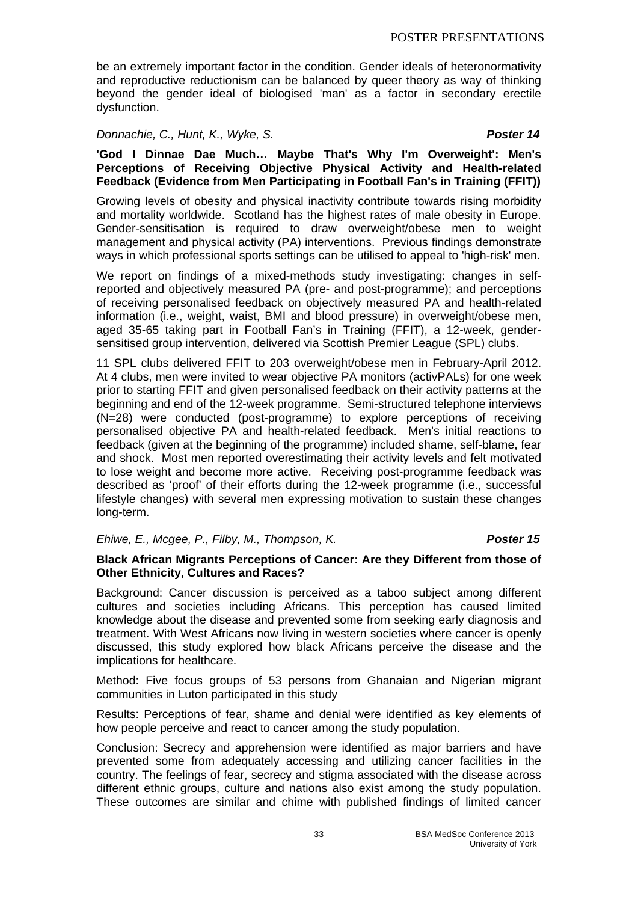be an extremely important factor in the condition. Gender ideals of heteronormativity and reproductive reductionism can be balanced by queer theory as way of thinking beyond the gender ideal of biologised 'man' as a factor in secondary erectile dysfunction.

*Donnachie, C., Hunt, K., Wyke, S.* ***Poster 14***

**'God I Dinnae Dae Much… Maybe That's Why I'm Overweight': Men's Perceptions of Receiving Objective Physical Activity and Health-related Feedback (Evidence from Men Participating in Football Fan's in Training (FFIT))**

Growing levels of obesity and physical inactivity contribute towards rising morbidity and mortality worldwide. Scotland has the highest rates of male obesity in Europe. Gender-sensitisation is required to draw overweight/obese men to weight management and physical activity (PA) interventions. Previous findings demonstrate ways in which professional sports settings can be utilised to appeal to 'high-risk' men.

We report on findings of a mixed-methods study investigating: changes in self-reported and objectively measured PA (pre- and post-programme); and perceptions of receiving personalised feedback on objectively measured PA and health-related information (i.e., weight, waist, BMI and blood pressure) in overweight/obese men, aged 35-65 taking part in Football Fan's in Training (FFIT), a 12-week, gender-sensitised group intervention, delivered via Scottish Premier League (SPL) clubs.

11 SPL clubs delivered FFIT to 203 overweight/obese men in February-April 2012. At 4 clubs, men were invited to wear objective PA monitors (activPALs) for one week prior to starting FFIT and given personalised feedback on their activity patterns at the beginning and end of the 12-week programme. Semi-structured telephone interviews (N=28) were conducted (post-programme) to explore perceptions of receiving personalised objective PA and health-related feedback. Men's initial reactions to feedback (given at the beginning of the programme) included shame, self-blame, fear and shock. Most men reported overestimating their activity levels and felt motivated to lose weight and become more active. Receiving post-programme feedback was described as 'proof' of their efforts during the 12-week programme (i.e., successful lifestyle changes) with several men expressing motivation to sustain these changes long-term.

*Ehiwe, E., Mcgee, P., Filby, M., Thompson, K.* ***Poster 15***

**Black African Migrants Perceptions of Cancer: Are they Different from those of Other Ethnicity, Cultures and Races?**

Background: Cancer discussion is perceived as a taboo subject among different cultures and societies including Africans. This perception has caused limited knowledge about the disease and prevented some from seeking early diagnosis and treatment. With West Africans now living in western societies where cancer is openly discussed, this study explored how black Africans perceive the disease and the implications for healthcare.

Method: Five focus groups of 53 persons from Ghanaian and Nigerian migrant communities in Luton participated in this study

Results: Perceptions of fear, shame and denial were identified as key elements of how people perceive and react to cancer among the study population.

Conclusion: Secrecy and apprehension were identified as major barriers and have prevented some from adequately accessing and utilizing cancer facilities in the country. The feelings of fear, secrecy and stigma associated with the disease across different ethnic groups, culture and nations also exist among the study population. These outcomes are similar and chime with published findings of limited cancer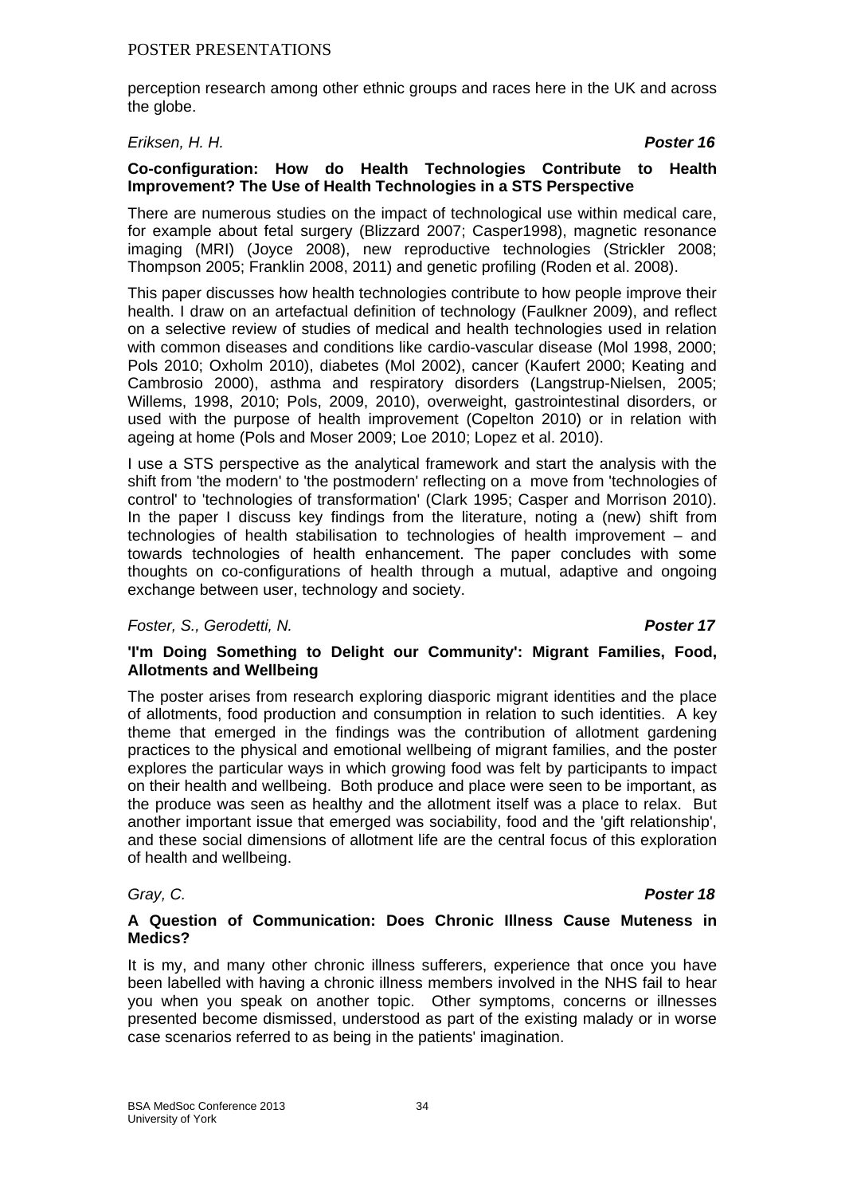perception research among other ethnic groups and races here in the UK and across the globe.

*Eriksen, H. H.* ***Poster 16***

**Co-configuration: How do Health Technologies Contribute to Health Improvement? The Use of Health Technologies in a STS Perspective**

There are numerous studies on the impact of technological use within medical care, for example about fetal surgery (Blizzard 2007; Casper1998), magnetic resonance imaging (MRI) (Joyce 2008), new reproductive technologies (Strickler 2008; Thompson 2005; Franklin 2008, 2011) and genetic profiling (Roden et al. 2008).

This paper discusses how health technologies contribute to how people improve their health. I draw on an artefactual definition of technology (Faulkner 2009), and reflect on a selective review of studies of medical and health technologies used in relation with common diseases and conditions like cardio-vascular disease (Mol 1998, 2000; Pols 2010; Oxholm 2010), diabetes (Mol 2002), cancer (Kaufert 2000; Keating and Cambrosio 2000), asthma and respiratory disorders (Langstrup-Nielsen, 2005; Willems, 1998, 2010; Pols, 2009, 2010), overweight, gastrointestinal disorders, or used with the purpose of health improvement (Copelton 2010) or in relation with ageing at home (Pols and Moser 2009; Loe 2010; Lopez et al. 2010).

I use a STS perspective as the analytical framework and start the analysis with the shift from 'the modern' to 'the postmodern' reflecting on a move from 'technologies of control' to 'technologies of transformation' (Clark 1995; Casper and Morrison 2010). In the paper I discuss key findings from the literature, noting a (new) shift from technologies of health stabilisation to technologies of health improvement – and towards technologies of health enhancement. The paper concludes with some thoughts on co-configurations of health through a mutual, adaptive and ongoing exchange between user, technology and society.

*Foster, S., Gerodetti, N.* ***Poster 17***

**'I'm Doing Something to Delight our Community': Migrant Families, Food, Allotments and Wellbeing**

The poster arises from research exploring diasporic migrant identities and the place of allotments, food production and consumption in relation to such identities. A key theme that emerged in the findings was the contribution of allotment gardening practices to the physical and emotional wellbeing of migrant families, and the poster explores the particular ways in which growing food was felt by participants to impact on their health and wellbeing. Both produce and place were seen to be important, as the produce was seen as healthy and the allotment itself was a place to relax. But another important issue that emerged was sociability, food and the 'gift relationship', and these social dimensions of allotment life are the central focus of this exploration of health and wellbeing.

*Gray, C.* ***Poster 18***

**A Question of Communication: Does Chronic Illness Cause Muteness in Medics?**

It is my, and many other chronic illness sufferers, experience that once you have been labelled with having a chronic illness members involved in the NHS fail to hear you when you speak on another topic. Other symptoms, concerns or illnesses presented become dismissed, understood as part of the existing malady or in worse case scenarios referred to as being in the patients' imagination.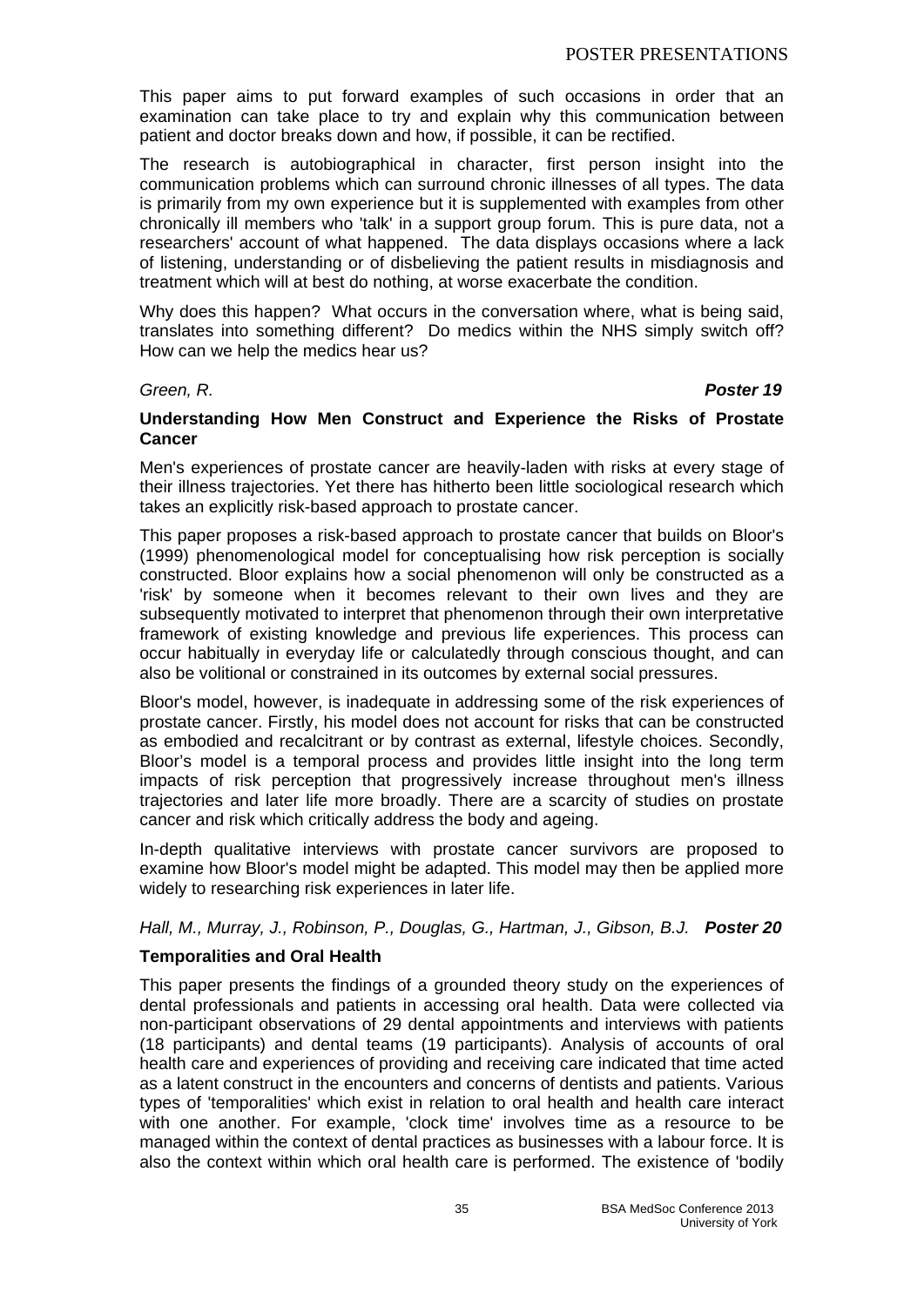This paper aims to put forward examples of such occasions in order that an examination can take place to try and explain why this communication between patient and doctor breaks down and how, if possible, it can be rectified.

The research is autobiographical in character, first person insight into the communication problems which can surround chronic illnesses of all types. The data is primarily from my own experience but it is supplemented with examples from other chronically ill members who 'talk' in a support group forum. This is pure data, not a researchers' account of what happened. The data displays occasions where a lack of listening, understanding or of disbelieving the patient results in misdiagnosis and treatment which will at best do nothing, at worse exacerbate the condition.

Why does this happen? What occurs in the conversation where, what is being said, translates into something different? Do medics within the NHS simply switch off? How can we help the medics hear us?

*Green, R.* ***Poster 19***

**Understanding How Men Construct and Experience the Risks of Prostate Cancer**

Men's experiences of prostate cancer are heavily-laden with risks at every stage of their illness trajectories. Yet there has hitherto been little sociological research which takes an explicitly risk-based approach to prostate cancer.

This paper proposes a risk-based approach to prostate cancer that builds on Bloor's (1999) phenomenological model for conceptualising how risk perception is socially constructed. Bloor explains how a social phenomenon will only be constructed as a 'risk' by someone when it becomes relevant to their own lives and they are subsequently motivated to interpret that phenomenon through their own interpretative framework of existing knowledge and previous life experiences. This process can occur habitually in everyday life or calculatedly through conscious thought, and can also be volitional or constrained in its outcomes by external social pressures.

Bloor's model, however, is inadequate in addressing some of the risk experiences of prostate cancer. Firstly, his model does not account for risks that can be constructed as embodied and recalcitrant or by contrast as external, lifestyle choices. Secondly, Bloor's model is a temporal process and provides little insight into the long term impacts of risk perception that progressively increase throughout men's illness trajectories and later life more broadly. There are a scarcity of studies on prostate cancer and risk which critically address the body and ageing.

In-depth qualitative interviews with prostate cancer survivors are proposed to examine how Bloor's model might be adapted. This model may then be applied more widely to researching risk experiences in later life.

*Hall, M., Murray, J., Robinson, P., Douglas, G., Hartman, J., Gibson, B.J.* ***Poster 20***

**Temporalities and Oral Health**

This paper presents the findings of a grounded theory study on the experiences of dental professionals and patients in accessing oral health. Data were collected via non-participant observations of 29 dental appointments and interviews with patients (18 participants) and dental teams (19 participants). Analysis of accounts of oral health care and experiences of providing and receiving care indicated that time acted as a latent construct in the encounters and concerns of dentists and patients. Various types of 'temporalities' which exist in relation to oral health and health care interact with one another. For example, 'clock time' involves time as a resource to be managed within the context of dental practices as businesses with a labour force. It is also the context within which oral health care is performed. The existence of 'bodily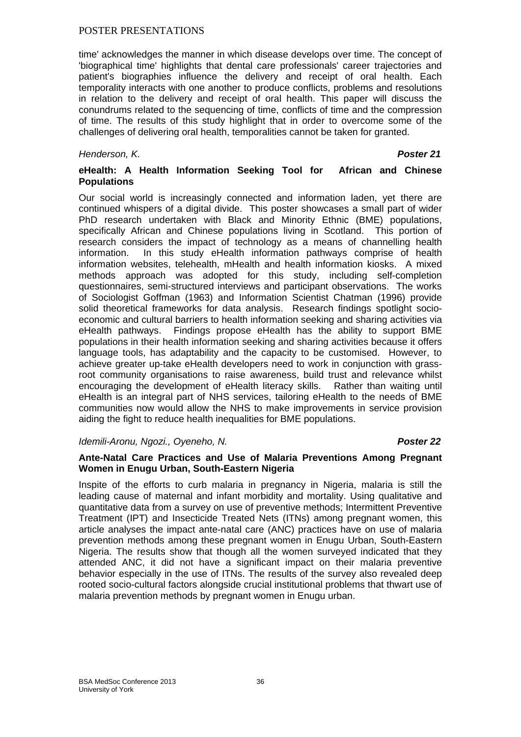time' acknowledges the manner in which disease develops over time. The concept of 'biographical time' highlights that dental care professionals' career trajectories and patient's biographies influence the delivery and receipt of oral health. Each temporality interacts with one another to produce conflicts, problems and resolutions in relation to the delivery and receipt of oral health. This paper will discuss the conundrums related to the sequencing of time, conflicts of time and the compression of time. The results of this study highlight that in order to overcome some of the challenges of delivering oral health, temporalities cannot be taken for granted.

*Henderson, K.* ***Poster 21***

**eHealth: A Health Information Seeking Tool for African and Chinese Populations**

Our social world is increasingly connected and information laden, yet there are continued whispers of a digital divide. This poster showcases a small part of wider PhD research undertaken with Black and Minority Ethnic (BME) populations, specifically African and Chinese populations living in Scotland. This portion of research considers the impact of technology as a means of channelling health information. In this study eHealth information pathways comprise of health information websites, telehealth, mHealth and health information kiosks. A mixed methods approach was adopted for this study, including self-completion questionnaires, semi-structured interviews and participant observations. The works of Sociologist Goffman (1963) and Information Scientist Chatman (1996) provide solid theoretical frameworks for data analysis. Research findings spotlight socio-economic and cultural barriers to health information seeking and sharing activities via eHealth pathways. Findings propose eHealth has the ability to support BME populations in their health information seeking and sharing activities because it offers language tools, has adaptability and the capacity to be customised. However, to achieve greater up-take eHealth developers need to work in conjunction with grass-root community organisations to raise awareness, build trust and relevance whilst encouraging the development of eHealth literacy skills. Rather than waiting until eHealth is an integral part of NHS services, tailoring eHealth to the needs of BME communities now would allow the NHS to make improvements in service provision aiding the fight to reduce health inequalities for BME populations.

*Idemili-Aronu, Ngozi., Oyeneho, N.* ***Poster 22***

**Ante-Natal Care Practices and Use of Malaria Preventions Among Pregnant Women in Enugu Urban, South-Eastern Nigeria**

Inspite of the efforts to curb malaria in pregnancy in Nigeria, malaria is still the leading cause of maternal and infant morbidity and mortality. Using qualitative and quantitative data from a survey on use of preventive methods; Intermittent Preventive Treatment (IPT) and Insecticide Treated Nets (ITNs) among pregnant women, this article analyses the impact ante-natal care (ANC) practices have on use of malaria prevention methods among these pregnant women in Enugu Urban, South-Eastern Nigeria. The results show that though all the women surveyed indicated that they attended ANC, it did not have a significant impact on their malaria preventive behavior especially in the use of ITNs. The results of the survey also revealed deep rooted socio-cultural factors alongside crucial institutional problems that thwart use of malaria prevention methods by pregnant women in Enugu urban.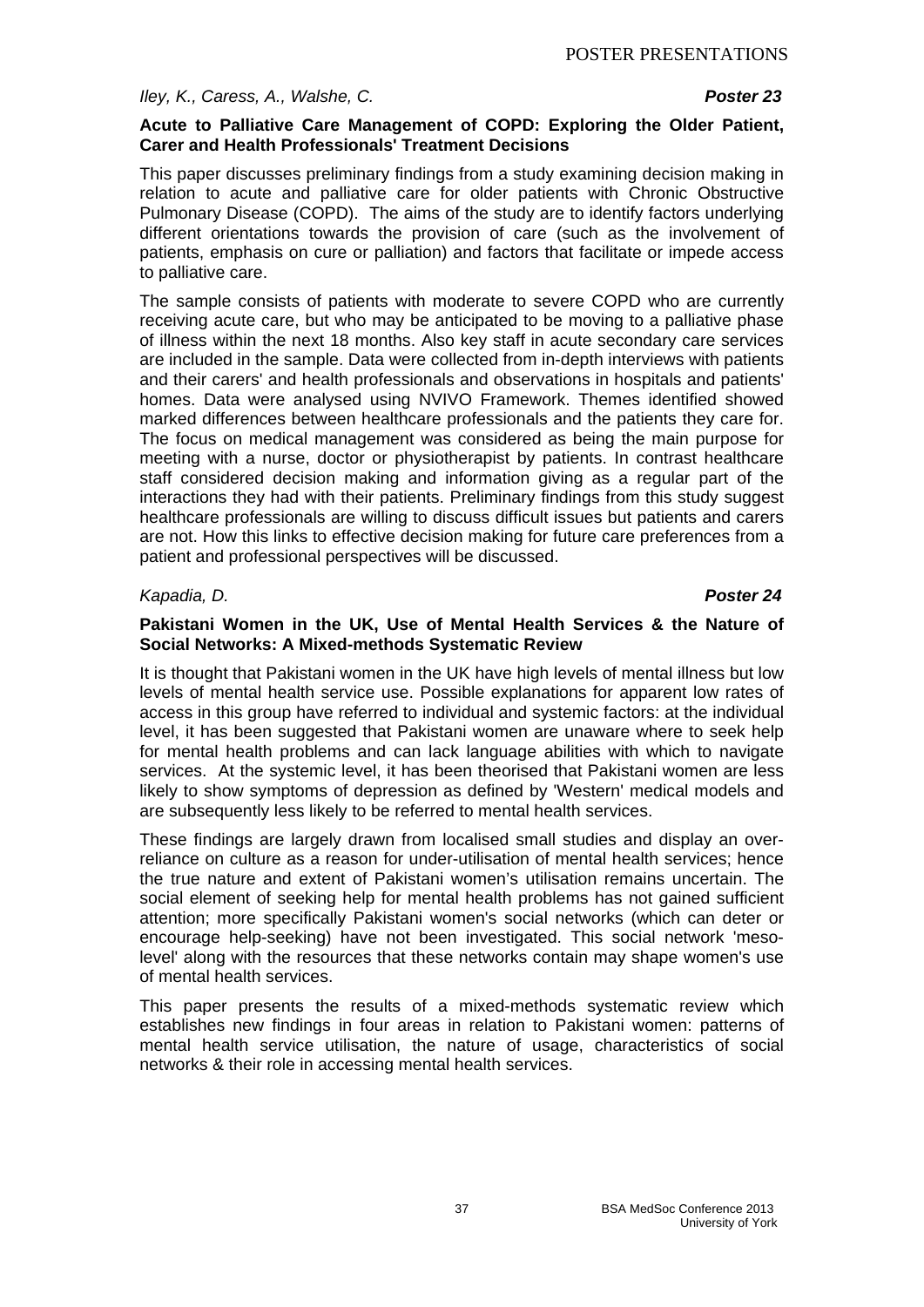*Iley, K., Caress, A., Walshe, C.* ***Poster 23***

**Acute to Palliative Care Management of COPD: Exploring the Older Patient, Carer and Health Professionals' Treatment Decisions**

This paper discusses preliminary findings from a study examining decision making in relation to acute and palliative care for older patients with Chronic Obstructive Pulmonary Disease (COPD). The aims of the study are to identify factors underlying different orientations towards the provision of care (such as the involvement of patients, emphasis on cure or palliation) and factors that facilitate or impede access to palliative care.

The sample consists of patients with moderate to severe COPD who are currently receiving acute care, but who may be anticipated to be moving to a palliative phase of illness within the next 18 months. Also key staff in acute secondary care services are included in the sample. Data were collected from in-depth interviews with patients and their carers' and health professionals and observations in hospitals and patients' homes. Data were analysed using NVIVO Framework. Themes identified showed marked differences between healthcare professionals and the patients they care for. The focus on medical management was considered as being the main purpose for meeting with a nurse, doctor or physiotherapist by patients. In contrast healthcare staff considered decision making and information giving as a regular part of the interactions they had with their patients. Preliminary findings from this study suggest healthcare professionals are willing to discuss difficult issues but patients and carers are not. How this links to effective decision making for future care preferences from a patient and professional perspectives will be discussed.

*Kapadia, D.* ***Poster 24***

**Pakistani Women in the UK, Use of Mental Health Services & the Nature of Social Networks: A Mixed-methods Systematic Review**

It is thought that Pakistani women in the UK have high levels of mental illness but low levels of mental health service use. Possible explanations for apparent low rates of access in this group have referred to individual and systemic factors: at the individual level, it has been suggested that Pakistani women are unaware where to seek help for mental health problems and can lack language abilities with which to navigate services. At the systemic level, it has been theorised that Pakistani women are less likely to show symptoms of depression as defined by 'Western' medical models and are subsequently less likely to be referred to mental health services.

These findings are largely drawn from localised small studies and display an over-reliance on culture as a reason for under-utilisation of mental health services; hence the true nature and extent of Pakistani women's utilisation remains uncertain. The social element of seeking help for mental health problems has not gained sufficient attention; more specifically Pakistani women's social networks (which can deter or encourage help-seeking) have not been investigated. This social network 'meso-level' along with the resources that these networks contain may shape women's use of mental health services.

This paper presents the results of a mixed-methods systematic review which establishes new findings in four areas in relation to Pakistani women: patterns of mental health service utilisation, the nature of usage, characteristics of social networks & their role in accessing mental health services.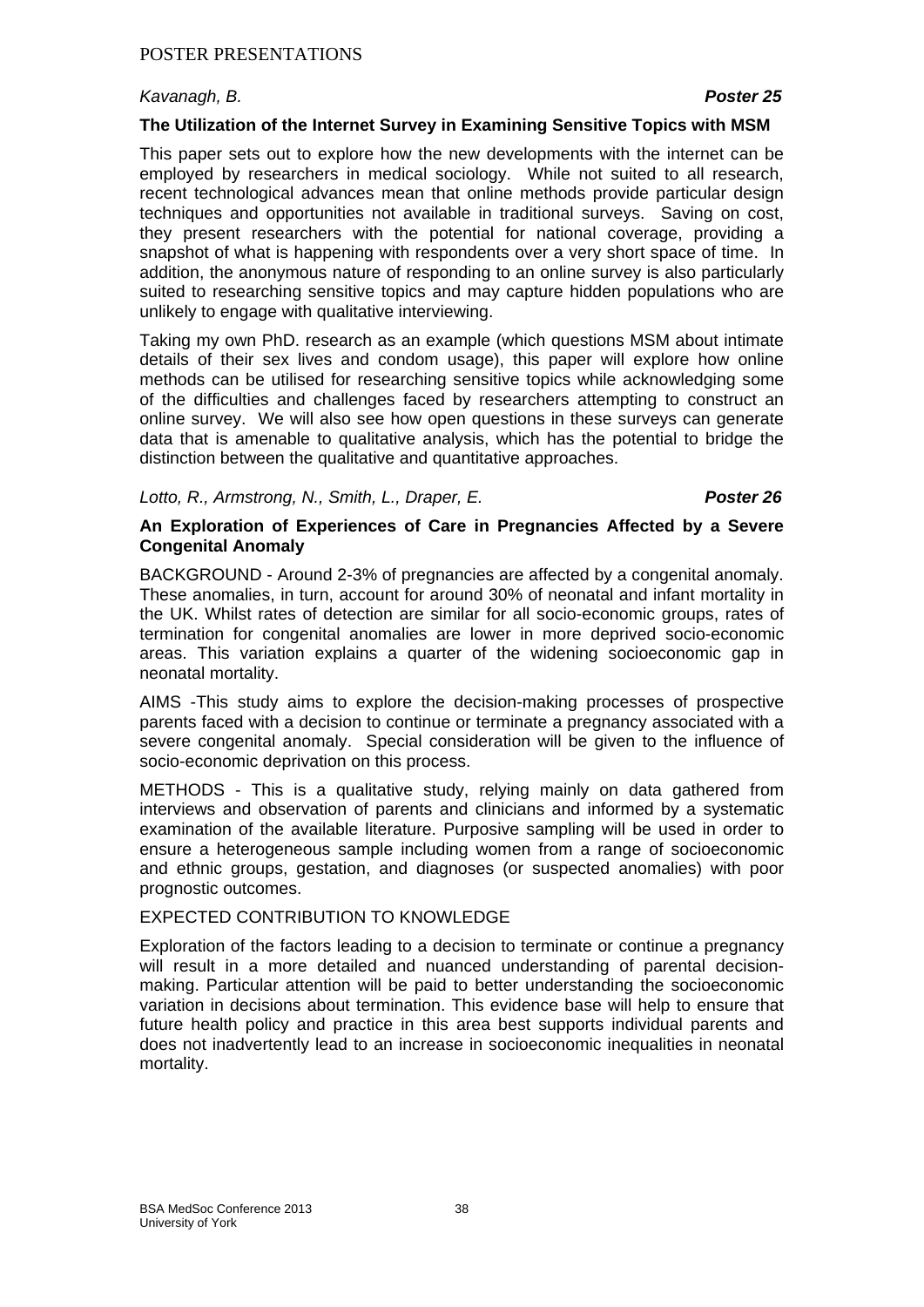*Kavanagh, B.* ***Poster 25***

**The Utilization of the Internet Survey in Examining Sensitive Topics with MSM**

This paper sets out to explore how the new developments with the internet can be employed by researchers in medical sociology. While not suited to all research, recent technological advances mean that online methods provide particular design techniques and opportunities not available in traditional surveys. Saving on cost, they present researchers with the potential for national coverage, providing a snapshot of what is happening with respondents over a very short space of time. In addition, the anonymous nature of responding to an online survey is also particularly suited to researching sensitive topics and may capture hidden populations who are unlikely to engage with qualitative interviewing.

Taking my own PhD. research as an example (which questions MSM about intimate details of their sex lives and condom usage), this paper will explore how online methods can be utilised for researching sensitive topics while acknowledging some of the difficulties and challenges faced by researchers attempting to construct an online survey. We will also see how open questions in these surveys can generate data that is amenable to qualitative analysis, which has the potential to bridge the distinction between the qualitative and quantitative approaches.

*Lotto, R., Armstrong, N., Smith, L., Draper, E.* ***Poster 26***

**An Exploration of Experiences of Care in Pregnancies Affected by a Severe Congenital Anomaly**

BACKGROUND - Around 2-3% of pregnancies are affected by a congenital anomaly. These anomalies, in turn, account for around 30% of neonatal and infant mortality in the UK. Whilst rates of detection are similar for all socio-economic groups, rates of termination for congenital anomalies are lower in more deprived socio-economic areas. This variation explains a quarter of the widening socioeconomic gap in neonatal mortality.

AIMS -This study aims to explore the decision-making processes of prospective parents faced with a decision to continue or terminate a pregnancy associated with a severe congenital anomaly. Special consideration will be given to the influence of socio-economic deprivation on this process.

METHODS - This is a qualitative study, relying mainly on data gathered from interviews and observation of parents and clinicians and informed by a systematic examination of the available literature. Purposive sampling will be used in order to ensure a heterogeneous sample including women from a range of socioeconomic and ethnic groups, gestation, and diagnoses (or suspected anomalies) with poor prognostic outcomes.

EXPECTED CONTRIBUTION TO KNOWLEDGE

Exploration of the factors leading to a decision to terminate or continue a pregnancy will result in a more detailed and nuanced understanding of parental decision-making. Particular attention will be paid to better understanding the socioeconomic variation in decisions about termination. This evidence base will help to ensure that future health policy and practice in this area best supports individual parents and does not inadvertently lead to an increase in socioeconomic inequalities in neonatal mortality.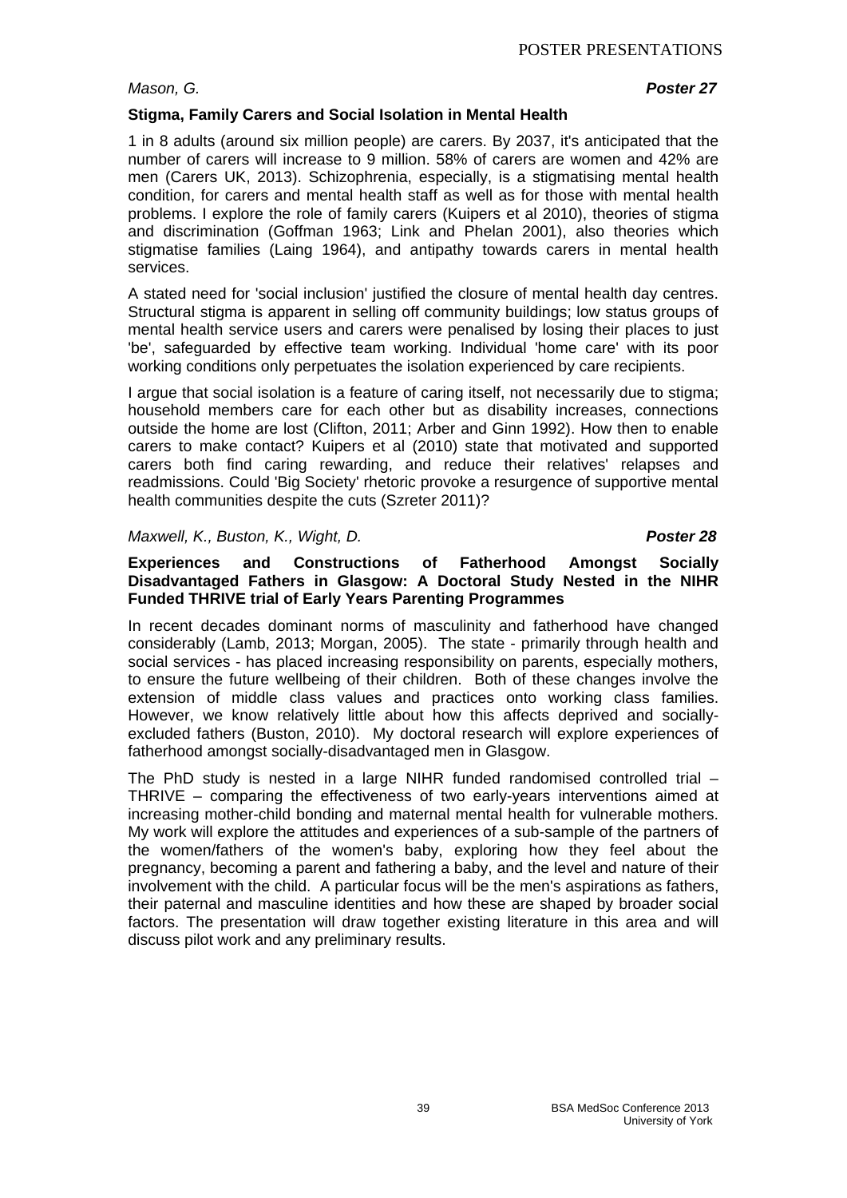*Mason, G.* ***Poster 27***

**Stigma, Family Carers and Social Isolation in Mental Health**

1 in 8 adults (around six million people) are carers. By 2037, it's anticipated that the number of carers will increase to 9 million. 58% of carers are women and 42% are men (Carers UK, 2013). Schizophrenia, especially, is a stigmatising mental health condition, for carers and mental health staff as well as for those with mental health problems. I explore the role of family carers (Kuipers et al 2010), theories of stigma and discrimination (Goffman 1963; Link and Phelan 2001), also theories which stigmatise families (Laing 1964), and antipathy towards carers in mental health services.

A stated need for 'social inclusion' justified the closure of mental health day centres. Structural stigma is apparent in selling off community buildings; low status groups of mental health service users and carers were penalised by losing their places to just 'be', safeguarded by effective team working. Individual 'home care' with its poor working conditions only perpetuates the isolation experienced by care recipients.

I argue that social isolation is a feature of caring itself, not necessarily due to stigma; household members care for each other but as disability increases, connections outside the home are lost (Clifton, 2011; Arber and Ginn 1992). How then to enable carers to make contact? Kuipers et al (2010) state that motivated and supported carers both find caring rewarding, and reduce their relatives' relapses and readmissions. Could 'Big Society' rhetoric provoke a resurgence of supportive mental health communities despite the cuts (Szreter 2011)?

*Maxwell, K., Buston, K., Wight, D.* ***Poster 28***

**Experiences and Constructions of Fatherhood Amongst Socially Disadvantaged Fathers in Glasgow: A Doctoral Study Nested in the NIHR Funded THRIVE trial of Early Years Parenting Programmes**

In recent decades dominant norms of masculinity and fatherhood have changed considerably (Lamb, 2013; Morgan, 2005). The state - primarily through health and social services - has placed increasing responsibility on parents, especially mothers, to ensure the future wellbeing of their children. Both of these changes involve the extension of middle class values and practices onto working class families. However, we know relatively little about how this affects deprived and socially-excluded fathers (Buston, 2010). My doctoral research will explore experiences of fatherhood amongst socially-disadvantaged men in Glasgow.

The PhD study is nested in a large NIHR funded randomised controlled trial – THRIVE – comparing the effectiveness of two early-years interventions aimed at increasing mother-child bonding and maternal mental health for vulnerable mothers. My work will explore the attitudes and experiences of a sub-sample of the partners of the women/fathers of the women's baby, exploring how they feel about the pregnancy, becoming a parent and fathering a baby, and the level and nature of their involvement with the child. A particular focus will be the men's aspirations as fathers, their paternal and masculine identities and how these are shaped by broader social factors. The presentation will draw together existing literature in this area and will discuss pilot work and any preliminary results.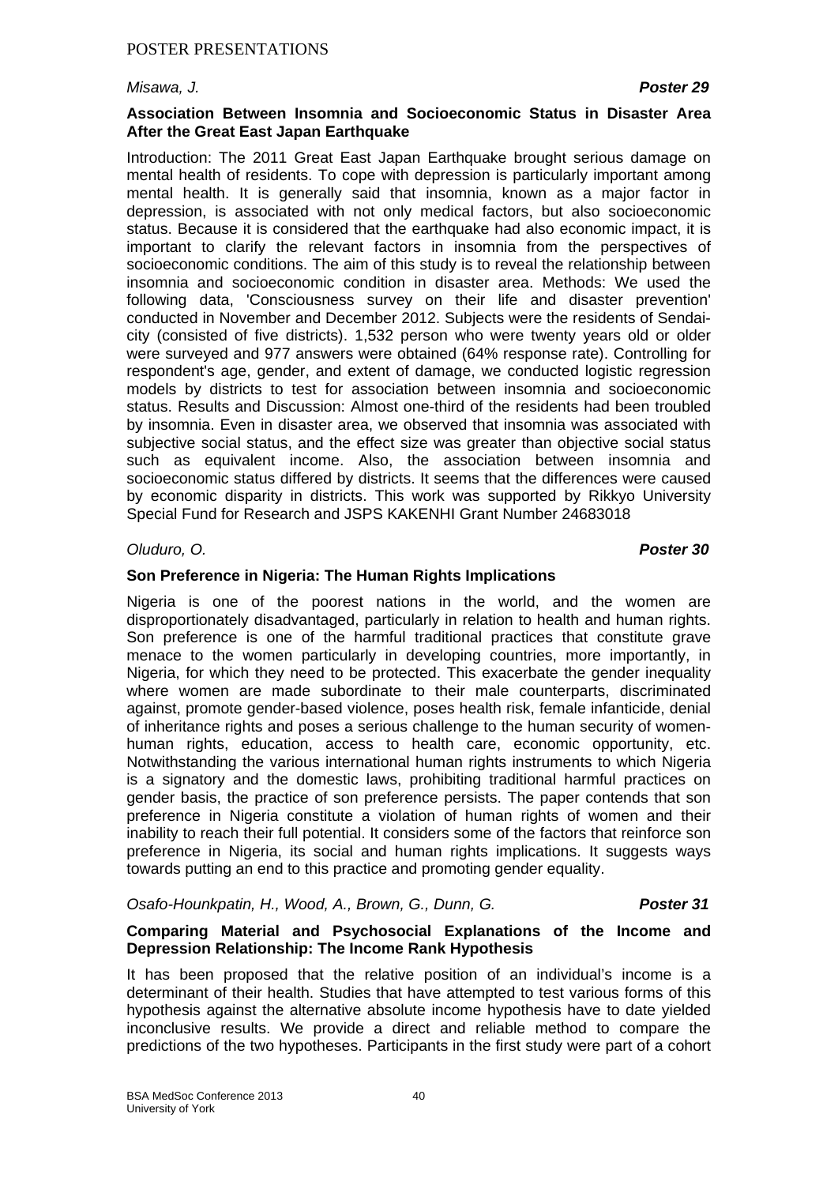*Misawa, J.* **Poster 29**

**Association Between Insomnia and Socioeconomic Status in Disaster Area After the Great East Japan Earthquake**

Introduction: The 2011 Great East Japan Earthquake brought serious damage on mental health of residents. To cope with depression is particularly important among mental health. It is generally said that insomnia, known as a major factor in depression, is associated with not only medical factors, but also socioeconomic status. Because it is considered that the earthquake had also economic impact, it is important to clarify the relevant factors in insomnia from the perspectives of socioeconomic conditions. The aim of this study is to reveal the relationship between insomnia and socioeconomic condition in disaster area. Methods: We used the following data, 'Consciousness survey on their life and disaster prevention' conducted in November and December 2012. Subjects were the residents of Sendai-city (consisted of five districts). 1,532 person who were twenty years old or older were surveyed and 977 answers were obtained (64% response rate). Controlling for respondent's age, gender, and extent of damage, we conducted logistic regression models by districts to test for association between insomnia and socioeconomic status. Results and Discussion: Almost one-third of the residents had been troubled by insomnia. Even in disaster area, we observed that insomnia was associated with subjective social status, and the effect size was greater than objective social status such as equivalent income. Also, the association between insomnia and socioeconomic status differed by districts. It seems that the differences were caused by economic disparity in districts. This work was supported by Rikkyo University Special Fund for Research and JSPS KAKENHI Grant Number 24683018

*Oluduro, O.* **Poster 30**

**Son Preference in Nigeria: The Human Rights Implications**

Nigeria is one of the poorest nations in the world, and the women are disproportionately disadvantaged, particularly in relation to health and human rights. Son preference is one of the harmful traditional practices that constitute grave menace to the women particularly in developing countries, more importantly, in Nigeria, for which they need to be protected. This exacerbate the gender inequality where women are made subordinate to their male counterparts, discriminated against, promote gender-based violence, poses health risk, female infanticide, denial of inheritance rights and poses a serious challenge to the human security of women-human rights, education, access to health care, economic opportunity, etc. Notwithstanding the various international human rights instruments to which Nigeria is a signatory and the domestic laws, prohibiting traditional harmful practices on gender basis, the practice of son preference persists. The paper contends that son preference in Nigeria constitute a violation of human rights of women and their inability to reach their full potential. It considers some of the factors that reinforce son preference in Nigeria, its social and human rights implications. It suggests ways towards putting an end to this practice and promoting gender equality.

*Osafo-Hounkpatin, H., Wood, A., Brown, G., Dunn, G.* **Poster 31**

**Comparing Material and Psychosocial Explanations of the Income and Depression Relationship: The Income Rank Hypothesis**

It has been proposed that the relative position of an individual's income is a determinant of their health. Studies that have attempted to test various forms of this hypothesis against the alternative absolute income hypothesis have to date yielded inconclusive results. We provide a direct and reliable method to compare the predictions of the two hypotheses. Participants in the first study were part of a cohort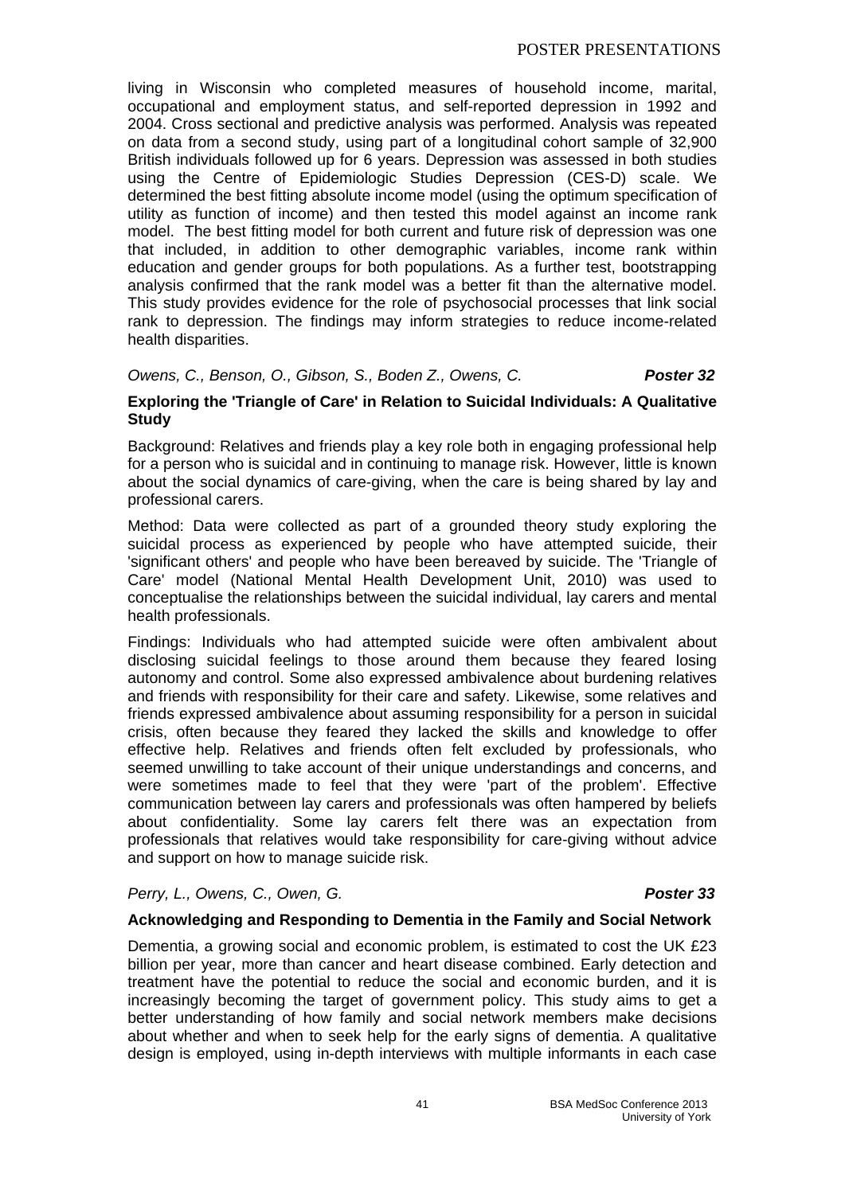living in Wisconsin who completed measures of household income, marital, occupational and employment status, and self-reported depression in 1992 and 2004. Cross sectional and predictive analysis was performed. Analysis was repeated on data from a second study, using part of a longitudinal cohort sample of 32,900 British individuals followed up for 6 years. Depression was assessed in both studies using the Centre of Epidemiologic Studies Depression (CES-D) scale. We determined the best fitting absolute income model (using the optimum specification of utility as function of income) and then tested this model against an income rank model. The best fitting model for both current and future risk of depression was one that included, in addition to other demographic variables, income rank within education and gender groups for both populations. As a further test, bootstrapping analysis confirmed that the rank model was a better fit than the alternative model. This study provides evidence for the role of psychosocial processes that link social rank to depression. The findings may inform strategies to reduce income-related health disparities.

*Owens, C., Benson, O., Gibson, S., Boden Z., Owens, C.* ***Poster 32***

**Exploring the 'Triangle of Care' in Relation to Suicidal Individuals: A Qualitative Study**

Background: Relatives and friends play a key role both in engaging professional help for a person who is suicidal and in continuing to manage risk. However, little is known about the social dynamics of care-giving, when the care is being shared by lay and professional carers.

Method: Data were collected as part of a grounded theory study exploring the suicidal process as experienced by people who have attempted suicide, their 'significant others' and people who have been bereaved by suicide. The 'Triangle of Care' model (National Mental Health Development Unit, 2010) was used to conceptualise the relationships between the suicidal individual, lay carers and mental health professionals.

Findings: Individuals who had attempted suicide were often ambivalent about disclosing suicidal feelings to those around them because they feared losing autonomy and control. Some also expressed ambivalence about burdening relatives and friends with responsibility for their care and safety. Likewise, some relatives and friends expressed ambivalence about assuming responsibility for a person in suicidal crisis, often because they feared they lacked the skills and knowledge to offer effective help. Relatives and friends often felt excluded by professionals, who seemed unwilling to take account of their unique understandings and concerns, and were sometimes made to feel that they were 'part of the problem'. Effective communication between lay carers and professionals was often hampered by beliefs about confidentiality. Some lay carers felt there was an expectation from professionals that relatives would take responsibility for care-giving without advice and support on how to manage suicide risk.

*Perry, L., Owens, C., Owen, G.* ***Poster 33***

**Acknowledging and Responding to Dementia in the Family and Social Network**

Dementia, a growing social and economic problem, is estimated to cost the UK £23 billion per year, more than cancer and heart disease combined. Early detection and treatment have the potential to reduce the social and economic burden, and it is increasingly becoming the target of government policy. This study aims to get a better understanding of how family and social network members make decisions about whether and when to seek help for the early signs of dementia. A qualitative design is employed, using in-depth interviews with multiple informants in each case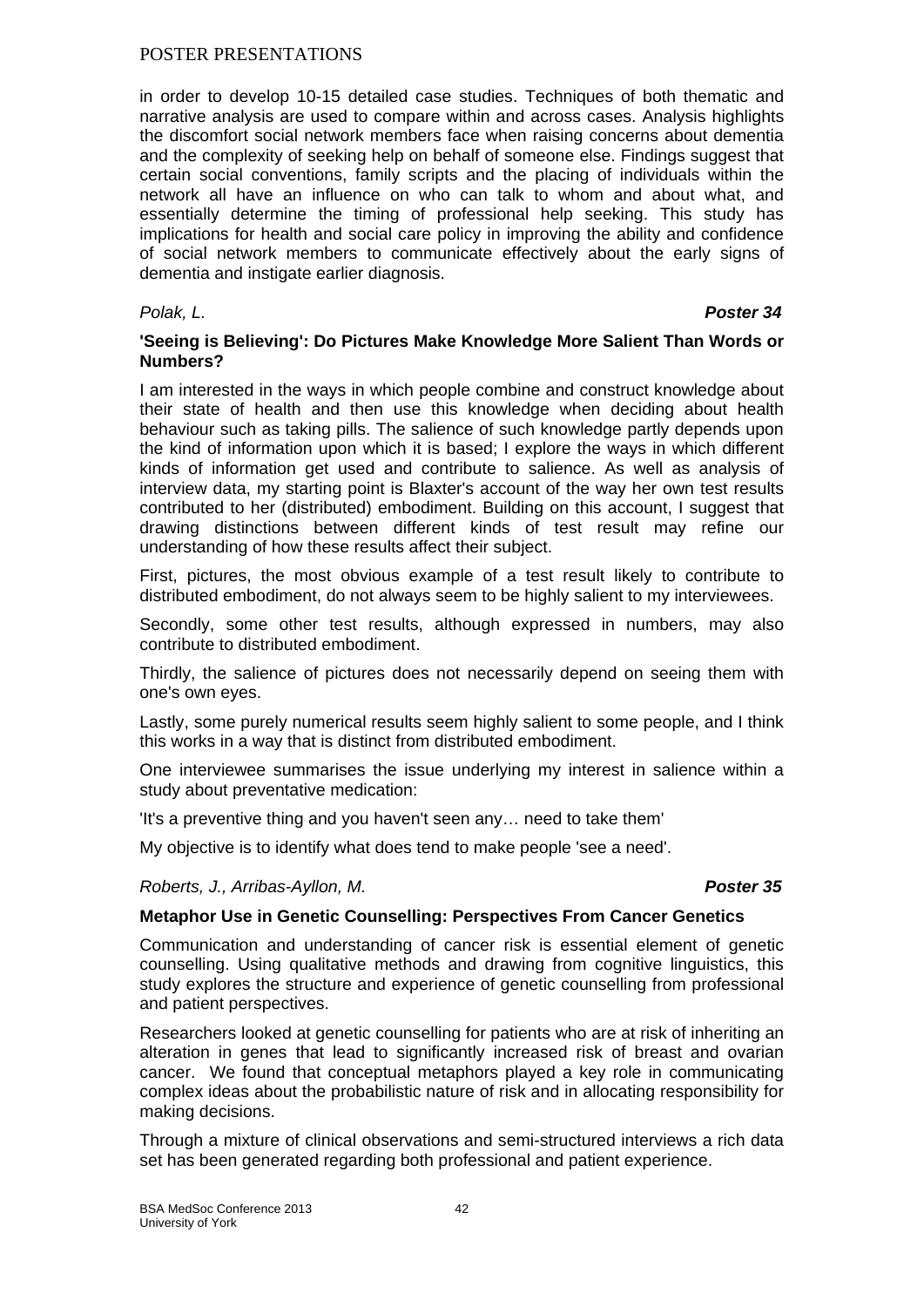in order to develop 10-15 detailed case studies. Techniques of both thematic and narrative analysis are used to compare within and across cases. Analysis highlights the discomfort social network members face when raising concerns about dementia and the complexity of seeking help on behalf of someone else. Findings suggest that certain social conventions, family scripts and the placing of individuals within the network all have an influence on who can talk to whom and about what, and essentially determine the timing of professional help seeking. This study has implications for health and social care policy in improving the ability and confidence of social network members to communicate effectively about the early signs of dementia and instigate earlier diagnosis.

*Polak, L.* ***Poster 34***

**'Seeing is Believing': Do Pictures Make Knowledge More Salient Than Words or Numbers?**

I am interested in the ways in which people combine and construct knowledge about their state of health and then use this knowledge when deciding about health behaviour such as taking pills. The salience of such knowledge partly depends upon the kind of information upon which it is based; I explore the ways in which different kinds of information get used and contribute to salience. As well as analysis of interview data, my starting point is Blaxter's account of the way her own test results contributed to her (distributed) embodiment. Building on this account, I suggest that drawing distinctions between different kinds of test result may refine our understanding of how these results affect their subject.

First, pictures, the most obvious example of a test result likely to contribute to distributed embodiment, do not always seem to be highly salient to my interviewees.

Secondly, some other test results, although expressed in numbers, may also contribute to distributed embodiment.

Thirdly, the salience of pictures does not necessarily depend on seeing them with one's own eyes.

Lastly, some purely numerical results seem highly salient to some people, and I think this works in a way that is distinct from distributed embodiment.

One interviewee summarises the issue underlying my interest in salience within a study about preventative medication:

'It's a preventive thing and you haven't seen any… need to take them'

My objective is to identify what does tend to make people 'see a need'.

*Roberts, J., Arribas-Ayllon, M.* ***Poster 35***

**Metaphor Use in Genetic Counselling: Perspectives From Cancer Genetics**

Communication and understanding of cancer risk is essential element of genetic counselling. Using qualitative methods and drawing from cognitive linguistics, this study explores the structure and experience of genetic counselling from professional and patient perspectives.

Researchers looked at genetic counselling for patients who are at risk of inheriting an alteration in genes that lead to significantly increased risk of breast and ovarian cancer. We found that conceptual metaphors played a key role in communicating complex ideas about the probabilistic nature of risk and in allocating responsibility for making decisions.

Through a mixture of clinical observations and semi-structured interviews a rich data set has been generated regarding both professional and patient experience.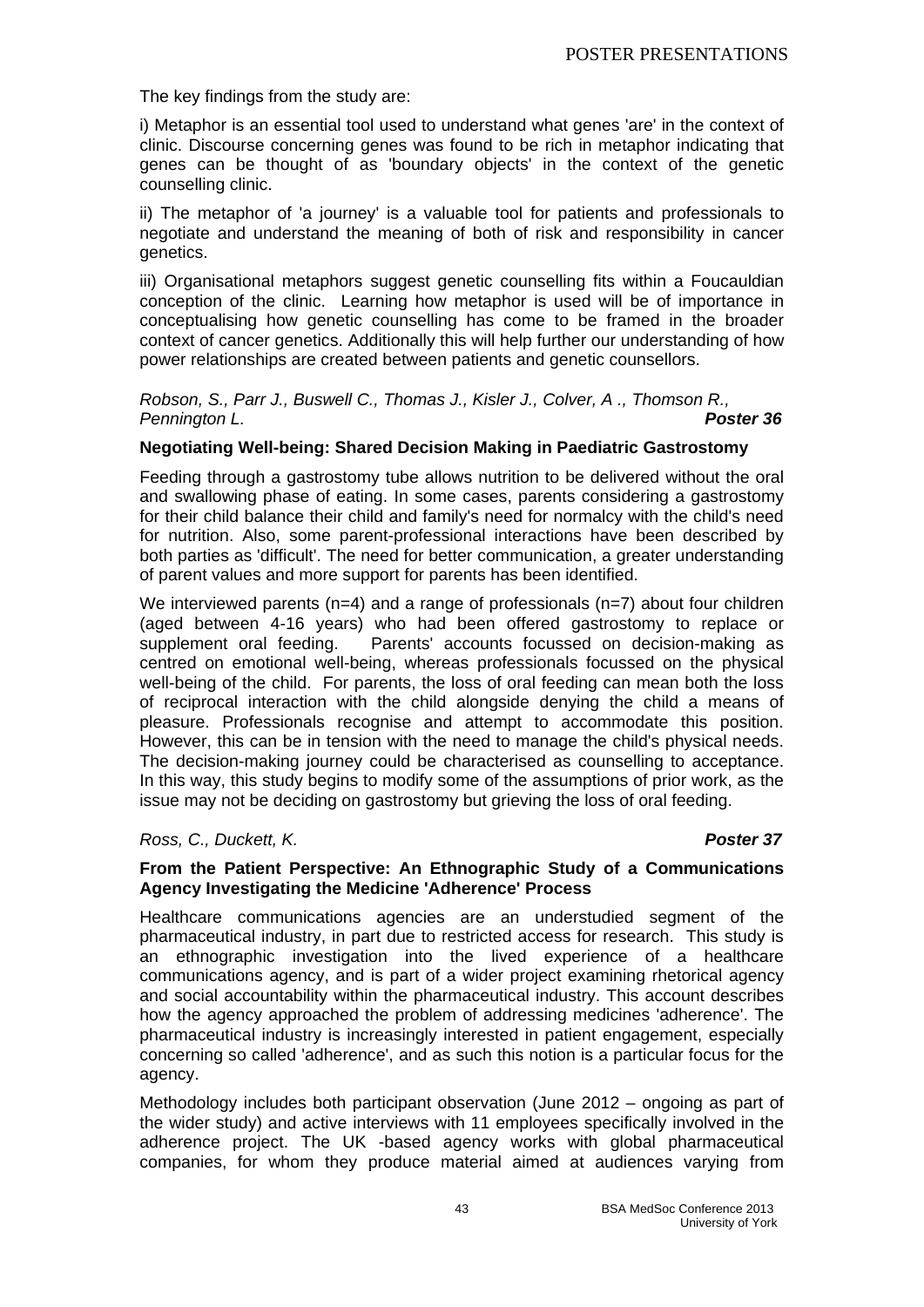The key findings from the study are:

i) Metaphor is an essential tool used to understand what genes 'are' in the context of clinic. Discourse concerning genes was found to be rich in metaphor indicating that genes can be thought of as 'boundary objects' in the context of the genetic counselling clinic.

ii) The metaphor of 'a journey' is a valuable tool for patients and professionals to negotiate and understand the meaning of both of risk and responsibility in cancer genetics.

iii) Organisational metaphors suggest genetic counselling fits within a Foucauldian conception of the clinic. Learning how metaphor is used will be of importance in conceptualising how genetic counselling has come to be framed in the broader context of cancer genetics. Additionally this will help further our understanding of how power relationships are created between patients and genetic counsellors.

*Robson, S., Parr J., Buswell C., Thomas J., Kisler J., Colver, A ., Thomson R., Pennington L.* ***Poster 36***

**Negotiating Well-being: Shared Decision Making in Paediatric Gastrostomy**

Feeding through a gastrostomy tube allows nutrition to be delivered without the oral and swallowing phase of eating. In some cases, parents considering a gastrostomy for their child balance their child and family's need for normalcy with the child's need for nutrition. Also, some parent-professional interactions have been described by both parties as 'difficult'. The need for better communication, a greater understanding of parent values and more support for parents has been identified.

We interviewed parents (n=4) and a range of professionals (n=7) about four children (aged between 4-16 years) who had been offered gastrostomy to replace or supplement oral feeding. Parents' accounts focussed on decision-making as centred on emotional well-being, whereas professionals focussed on the physical well-being of the child. For parents, the loss of oral feeding can mean both the loss of reciprocal interaction with the child alongside denying the child a means of pleasure. Professionals recognise and attempt to accommodate this position. However, this can be in tension with the need to manage the child's physical needs. The decision-making journey could be characterised as counselling to acceptance. In this way, this study begins to modify some of the assumptions of prior work, as the issue may not be deciding on gastrostomy but grieving the loss of oral feeding.

*Ross, C., Duckett, K.* ***Poster 37***

**From the Patient Perspective: An Ethnographic Study of a Communications Agency Investigating the Medicine 'Adherence' Process**

Healthcare communications agencies are an understudied segment of the pharmaceutical industry, in part due to restricted access for research. This study is an ethnographic investigation into the lived experience of a healthcare communications agency, and is part of a wider project examining rhetorical agency and social accountability within the pharmaceutical industry. This account describes how the agency approached the problem of addressing medicines 'adherence'. The pharmaceutical industry is increasingly interested in patient engagement, especially concerning so called 'adherence', and as such this notion is a particular focus for the agency.

Methodology includes both participant observation (June 2012 – ongoing as part of the wider study) and active interviews with 11 employees specifically involved in the adherence project. The UK -based agency works with global pharmaceutical companies, for whom they produce material aimed at audiences varying from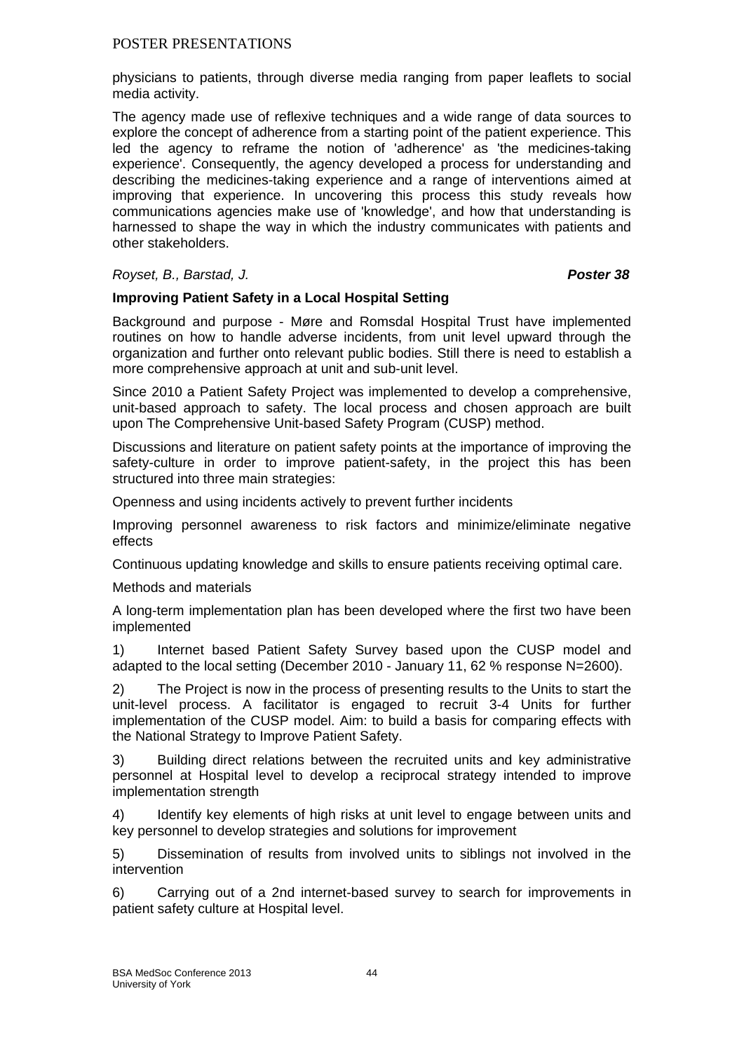physicians to patients, through diverse media ranging from paper leaflets to social media activity.

The agency made use of reflexive techniques and a wide range of data sources to explore the concept of adherence from a starting point of the patient experience. This led the agency to reframe the notion of 'adherence' as 'the medicines-taking experience'. Consequently, the agency developed a process for understanding and describing the medicines-taking experience and a range of interventions aimed at improving that experience. In uncovering this process this study reveals how communications agencies make use of 'knowledge', and how that understanding is harnessed to shape the way in which the industry communicates with patients and other stakeholders.

*Royset, B., Barstad, J.* ***Poster 38***

**Improving Patient Safety in a Local Hospital Setting**

Background and purpose - Møre and Romsdal Hospital Trust have implemented routines on how to handle adverse incidents, from unit level upward through the organization and further onto relevant public bodies. Still there is need to establish a more comprehensive approach at unit and sub-unit level.

Since 2010 a Patient Safety Project was implemented to develop a comprehensive, unit-based approach to safety. The local process and chosen approach are built upon The Comprehensive Unit-based Safety Program (CUSP) method.

Discussions and literature on patient safety points at the importance of improving the safety-culture in order to improve patient-safety, in the project this has been structured into three main strategies:

Openness and using incidents actively to prevent further incidents

Improving personnel awareness to risk factors and minimize/eliminate negative effects

Continuous updating knowledge and skills to ensure patients receiving optimal care.

Methods and materials

A long-term implementation plan has been developed where the first two have been implemented

1) Internet based Patient Safety Survey based upon the CUSP model and adapted to the local setting (December 2010 - January 11, 62 % response N=2600).

2) The Project is now in the process of presenting results to the Units to start the unit-level process. A facilitator is engaged to recruit 3-4 Units for further implementation of the CUSP model. Aim: to build a basis for comparing effects with the National Strategy to Improve Patient Safety.

3) Building direct relations between the recruited units and key administrative personnel at Hospital level to develop a reciprocal strategy intended to improve implementation strength

4) Identify key elements of high risks at unit level to engage between units and key personnel to develop strategies and solutions for improvement

5) Dissemination of results from involved units to siblings not involved in the intervention

6) Carrying out of a 2nd internet-based survey to search for improvements in patient safety culture at Hospital level.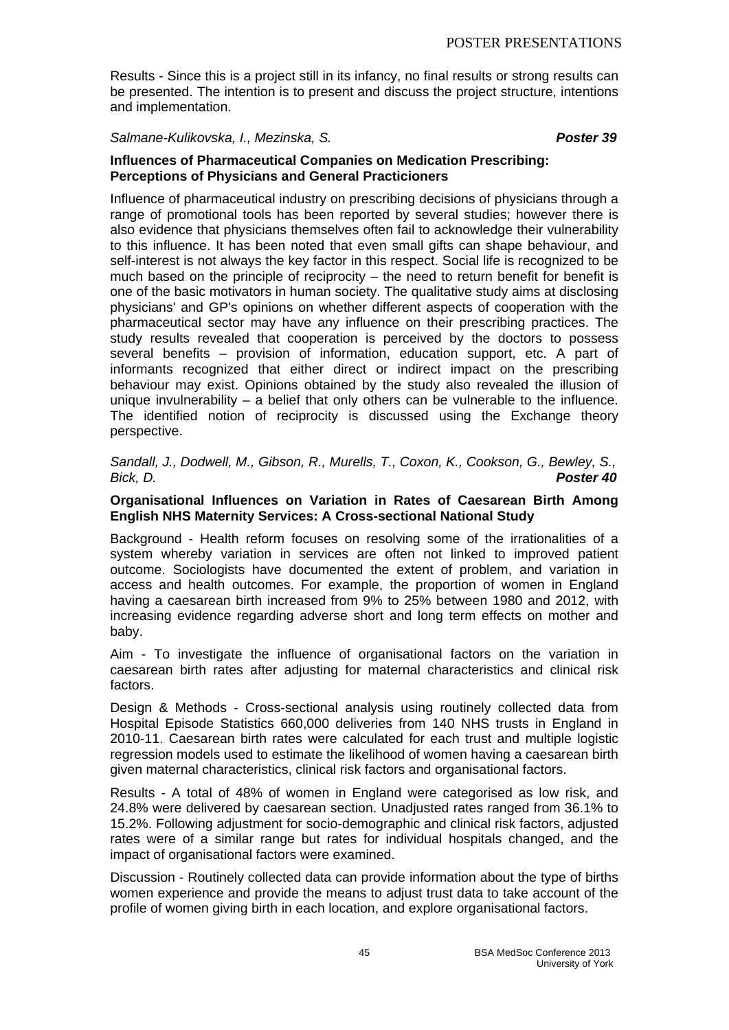Results - Since this is a project still in its infancy, no final results or strong results can be presented. The intention is to present and discuss the project structure, intentions and implementation.

*Salmane-Kulikovska, I., Mezinska, S.* ***Poster 39***

**Influences of Pharmaceutical Companies on Medication Prescribing: Perceptions of Physicians and General Practicioners**

Influence of pharmaceutical industry on prescribing decisions of physicians through a range of promotional tools has been reported by several studies; however there is also evidence that physicians themselves often fail to acknowledge their vulnerability to this influence. It has been noted that even small gifts can shape behaviour, and self-interest is not always the key factor in this respect. Social life is recognized to be much based on the principle of reciprocity – the need to return benefit for benefit is one of the basic motivators in human society. The qualitative study aims at disclosing physicians' and GP's opinions on whether different aspects of cooperation with the pharmaceutical sector may have any influence on their prescribing practices. The study results revealed that cooperation is perceived by the doctors to possess several benefits – provision of information, education support, etc. A part of informants recognized that either direct or indirect impact on the prescribing behaviour may exist. Opinions obtained by the study also revealed the illusion of unique invulnerability – a belief that only others can be vulnerable to the influence. The identified notion of reciprocity is discussed using the Exchange theory perspective.

*Sandall, J., Dodwell, M., Gibson, R., Murells, T., Coxon, K., Cookson, G., Bewley, S., Bick, D.* ***Poster 40***

**Organisational Influences on Variation in Rates of Caesarean Birth Among English NHS Maternity Services: A Cross-sectional National Study**

Background - Health reform focuses on resolving some of the irrationalities of a system whereby variation in services are often not linked to improved patient outcome. Sociologists have documented the extent of problem, and variation in access and health outcomes. For example, the proportion of women in England having a caesarean birth increased from 9% to 25% between 1980 and 2012, with increasing evidence regarding adverse short and long term effects on mother and baby.

Aim - To investigate the influence of organisational factors on the variation in caesarean birth rates after adjusting for maternal characteristics and clinical risk factors.

Design & Methods - Cross-sectional analysis using routinely collected data from Hospital Episode Statistics 660,000 deliveries from 140 NHS trusts in England in 2010-11. Caesarean birth rates were calculated for each trust and multiple logistic regression models used to estimate the likelihood of women having a caesarean birth given maternal characteristics, clinical risk factors and organisational factors.

Results - A total of 48% of women in England were categorised as low risk, and 24.8% were delivered by caesarean section. Unadjusted rates ranged from 36.1% to 15.2%. Following adjustment for socio-demographic and clinical risk factors, adjusted rates were of a similar range but rates for individual hospitals changed, and the impact of organisational factors were examined.

Discussion - Routinely collected data can provide information about the type of births women experience and provide the means to adjust trust data to take account of the profile of women giving birth in each location, and explore organisational factors.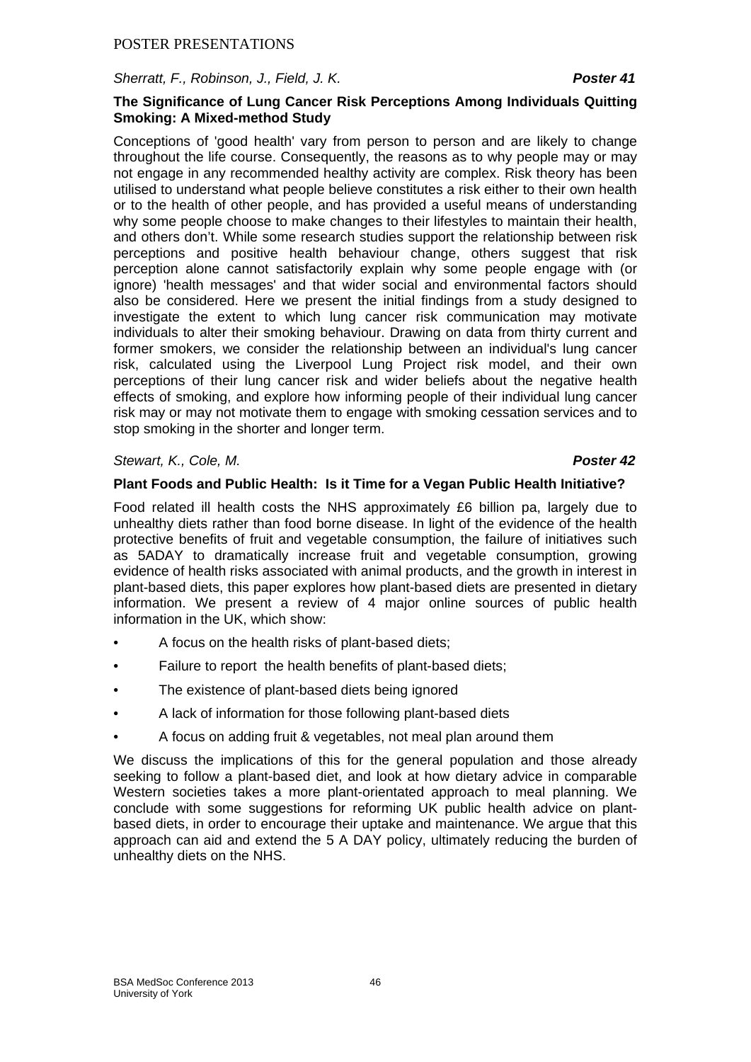*Sherratt, F., Robinson, J., Field, J. K.* ***Poster 41***

**The Significance of Lung Cancer Risk Perceptions Among Individuals Quitting Smoking: A Mixed-method Study**

Conceptions of 'good health' vary from person to person and are likely to change throughout the life course. Consequently, the reasons as to why people may or may not engage in any recommended healthy activity are complex. Risk theory has been utilised to understand what people believe constitutes a risk either to their own health or to the health of other people, and has provided a useful means of understanding why some people choose to make changes to their lifestyles to maintain their health, and others don't. While some research studies support the relationship between risk perceptions and positive health behaviour change, others suggest that risk perception alone cannot satisfactorily explain why some people engage with (or ignore) 'health messages' and that wider social and environmental factors should also be considered. Here we present the initial findings from a study designed to investigate the extent to which lung cancer risk communication may motivate individuals to alter their smoking behaviour. Drawing on data from thirty current and former smokers, we consider the relationship between an individual's lung cancer risk, calculated using the Liverpool Lung Project risk model, and their own perceptions of their lung cancer risk and wider beliefs about the negative health effects of smoking, and explore how informing people of their individual lung cancer risk may or may not motivate them to engage with smoking cessation services and to stop smoking in the shorter and longer term.

*Stewart, K., Cole, M.* ***Poster 42***

**Plant Foods and Public Health: Is it Time for a Vegan Public Health Initiative?**

Food related ill health costs the NHS approximately £6 billion pa, largely due to unhealthy diets rather than food borne disease. In light of the evidence of the health protective benefits of fruit and vegetable consumption, the failure of initiatives such as 5ADAY to dramatically increase fruit and vegetable consumption, growing evidence of health risks associated with animal products, and the growth in interest in plant-based diets, this paper explores how plant-based diets are presented in dietary information. We present a review of 4 major online sources of public health information in the UK, which show:

- A focus on the health risks of plant-based diets;
- Failure to report the health benefits of plant-based diets;
- The existence of plant-based diets being ignored
- A lack of information for those following plant-based diets
- A focus on adding fruit & vegetables, not meal plan around them

We discuss the implications of this for the general population and those already seeking to follow a plant-based diet, and look at how dietary advice in comparable Western societies takes a more plant-orientated approach to meal planning. We conclude with some suggestions for reforming UK public health advice on plant-based diets, in order to encourage their uptake and maintenance. We argue that this approach can aid and extend the 5 A DAY policy, ultimately reducing the burden of unhealthy diets on the NHS.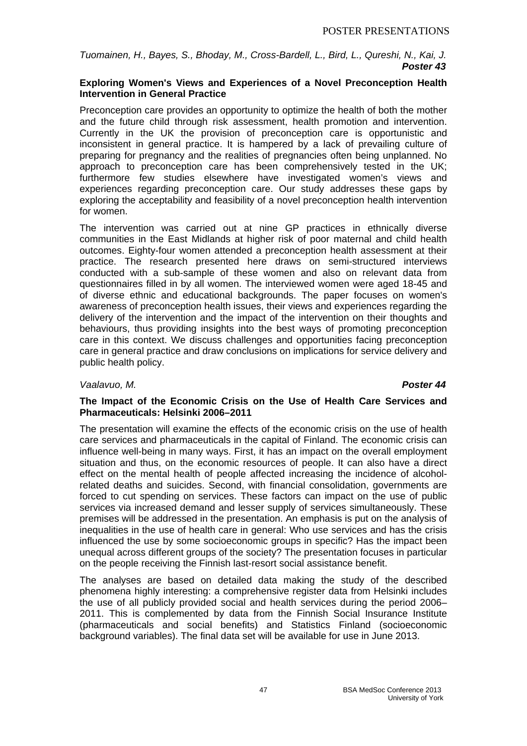*Tuomainen, H., Bayes, S., Bhoday, M., Cross-Bardell, L., Bird, L., Qureshi, N., Kai, J.*
***Poster 43***

**Exploring Women's Views and Experiences of a Novel Preconception Health Intervention in General Practice**

Preconception care provides an opportunity to optimize the health of both the mother and the future child through risk assessment, health promotion and intervention. Currently in the UK the provision of preconception care is opportunistic and inconsistent in general practice. It is hampered by a lack of prevailing culture of preparing for pregnancy and the realities of pregnancies often being unplanned. No approach to preconception care has been comprehensively tested in the UK; furthermore few studies elsewhere have investigated women's views and experiences regarding preconception care. Our study addresses these gaps by exploring the acceptability and feasibility of a novel preconception health intervention for women.

The intervention was carried out at nine GP practices in ethnically diverse communities in the East Midlands at higher risk of poor maternal and child health outcomes. Eighty-four women attended a preconception health assessment at their practice. The research presented here draws on semi-structured interviews conducted with a sub-sample of these women and also on relevant data from questionnaires filled in by all women. The interviewed women were aged 18-45 and of diverse ethnic and educational backgrounds. The paper focuses on women's awareness of preconception health issues, their views and experiences regarding the delivery of the intervention and the impact of the intervention on their thoughts and behaviours, thus providing insights into the best ways of promoting preconception care in this context. We discuss challenges and opportunities facing preconception care in general practice and draw conclusions on implications for service delivery and public health policy.

*Vaalavuo, M.* ***Poster 44***

**The Impact of the Economic Crisis on the Use of Health Care Services and Pharmaceuticals: Helsinki 2006–2011**

The presentation will examine the effects of the economic crisis on the use of health care services and pharmaceuticals in the capital of Finland. The economic crisis can influence well-being in many ways. First, it has an impact on the overall employment situation and thus, on the economic resources of people. It can also have a direct effect on the mental health of people affected increasing the incidence of alcohol-related deaths and suicides. Second, with financial consolidation, governments are forced to cut spending on services. These factors can impact on the use of public services via increased demand and lesser supply of services simultaneously. These premises will be addressed in the presentation. An emphasis is put on the analysis of inequalities in the use of health care in general: Who use services and has the crisis influenced the use by some socioeconomic groups in specific? Has the impact been unequal across different groups of the society? The presentation focuses in particular on the people receiving the Finnish last-resort social assistance benefit.

The analyses are based on detailed data making the study of the described phenomena highly interesting: a comprehensive register data from Helsinki includes the use of all publicly provided social and health services during the period 2006–2011. This is complemented by data from the Finnish Social Insurance Institute (pharmaceuticals and social benefits) and Statistics Finland (socioeconomic background variables). The final data set will be available for use in June 2013.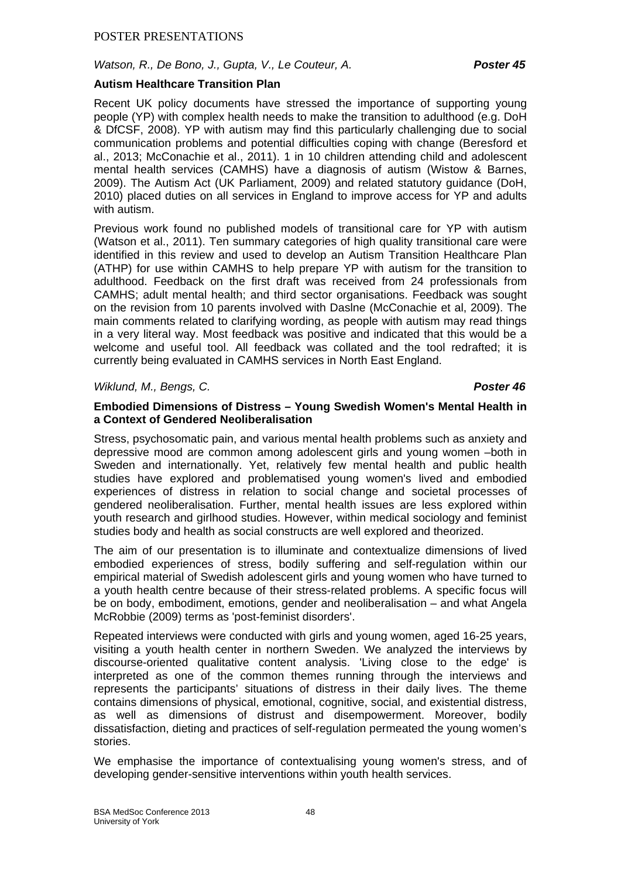*Watson, R., De Bono, J., Gupta, V., Le Couteur, A.* ***Poster 45***

**Autism Healthcare Transition Plan**

Recent UK policy documents have stressed the importance of supporting young people (YP) with complex health needs to make the transition to adulthood (e.g. DoH & DfCSF, 2008). YP with autism may find this particularly challenging due to social communication problems and potential difficulties coping with change (Beresford et al., 2013; McConachie et al., 2011). 1 in 10 children attending child and adolescent mental health services (CAMHS) have a diagnosis of autism (Wistow & Barnes, 2009). The Autism Act (UK Parliament, 2009) and related statutory guidance (DoH, 2010) placed duties on all services in England to improve access for YP and adults with autism.

Previous work found no published models of transitional care for YP with autism (Watson et al., 2011). Ten summary categories of high quality transitional care were identified in this review and used to develop an Autism Transition Healthcare Plan (ATHP) for use within CAMHS to help prepare YP with autism for the transition to adulthood. Feedback on the first draft was received from 24 professionals from CAMHS; adult mental health; and third sector organisations. Feedback was sought on the revision from 10 parents involved with Daslne (McConachie et al, 2009). The main comments related to clarifying wording, as people with autism may read things in a very literal way. Most feedback was positive and indicated that this would be a welcome and useful tool. All feedback was collated and the tool redrafted; it is currently being evaluated in CAMHS services in North East England.

*Wiklund, M., Bengs, C.* ***Poster 46***

**Embodied Dimensions of Distress – Young Swedish Women's Mental Health in a Context of Gendered Neoliberalisation**

Stress, psychosomatic pain, and various mental health problems such as anxiety and depressive mood are common among adolescent girls and young women –both in Sweden and internationally. Yet, relatively few mental health and public health studies have explored and problematised young women's lived and embodied experiences of distress in relation to social change and societal processes of gendered neoliberalisation. Further, mental health issues are less explored within youth research and girlhood studies. However, within medical sociology and feminist studies body and health as social constructs are well explored and theorized.

The aim of our presentation is to illuminate and contextualize dimensions of lived embodied experiences of stress, bodily suffering and self-regulation within our empirical material of Swedish adolescent girls and young women who have turned to a youth health centre because of their stress-related problems. A specific focus will be on body, embodiment, emotions, gender and neoliberalisation – and what Angela McRobbie (2009) terms as 'post-feminist disorders'.

Repeated interviews were conducted with girls and young women, aged 16-25 years, visiting a youth health center in northern Sweden. We analyzed the interviews by discourse-oriented qualitative content analysis. 'Living close to the edge' is interpreted as one of the common themes running through the interviews and represents the participants' situations of distress in their daily lives. The theme contains dimensions of physical, emotional, cognitive, social, and existential distress, as well as dimensions of distrust and disempowerment. Moreover, bodily dissatisfaction, dieting and practices of self-regulation permeated the young women's stories.

We emphasise the importance of contextualising young women's stress, and of developing gender-sensitive interventions within youth health services.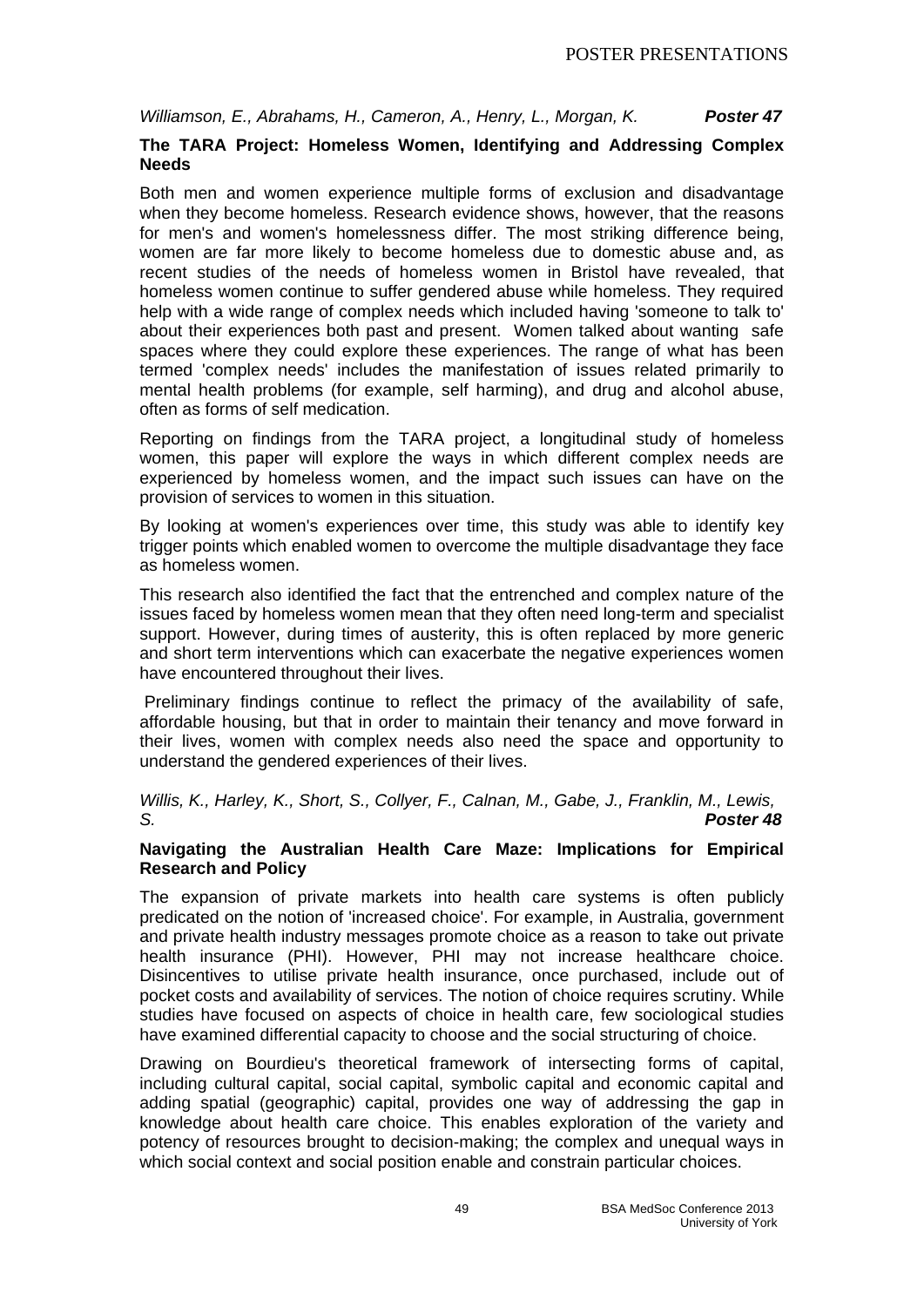*Williamson, E., Abrahams, H., Cameron, A., Henry, L., Morgan, K.* ***Poster 47***

**The TARA Project: Homeless Women, Identifying and Addressing Complex Needs**

Both men and women experience multiple forms of exclusion and disadvantage when they become homeless. Research evidence shows, however, that the reasons for men's and women's homelessness differ. The most striking difference being, women are far more likely to become homeless due to domestic abuse and, as recent studies of the needs of homeless women in Bristol have revealed, that homeless women continue to suffer gendered abuse while homeless. They required help with a wide range of complex needs which included having 'someone to talk to' about their experiences both past and present. Women talked about wanting safe spaces where they could explore these experiences. The range of what has been termed 'complex needs' includes the manifestation of issues related primarily to mental health problems (for example, self harming), and drug and alcohol abuse, often as forms of self medication.

Reporting on findings from the TARA project, a longitudinal study of homeless women, this paper will explore the ways in which different complex needs are experienced by homeless women, and the impact such issues can have on the provision of services to women in this situation.

By looking at women's experiences over time, this study was able to identify key trigger points which enabled women to overcome the multiple disadvantage they face as homeless women.

This research also identified the fact that the entrenched and complex nature of the issues faced by homeless women mean that they often need long-term and specialist support. However, during times of austerity, this is often replaced by more generic and short term interventions which can exacerbate the negative experiences women have encountered throughout their lives.

Preliminary findings continue to reflect the primacy of the availability of safe, affordable housing, but that in order to maintain their tenancy and move forward in their lives, women with complex needs also need the space and opportunity to understand the gendered experiences of their lives.

*Willis, K., Harley, K., Short, S., Collyer, F., Calnan, M., Gabe, J., Franklin, M., Lewis, S.* ***Poster 48***

**Navigating the Australian Health Care Maze: Implications for Empirical Research and Policy**

The expansion of private markets into health care systems is often publicly predicated on the notion of 'increased choice'. For example, in Australia, government and private health industry messages promote choice as a reason to take out private health insurance (PHI). However, PHI may not increase healthcare choice. Disincentives to utilise private health insurance, once purchased, include out of pocket costs and availability of services. The notion of choice requires scrutiny. While studies have focused on aspects of choice in health care, few sociological studies have examined differential capacity to choose and the social structuring of choice.

Drawing on Bourdieu's theoretical framework of intersecting forms of capital, including cultural capital, social capital, symbolic capital and economic capital and adding spatial (geographic) capital, provides one way of addressing the gap in knowledge about health care choice. This enables exploration of the variety and potency of resources brought to decision-making; the complex and unequal ways in which social context and social position enable and constrain particular choices.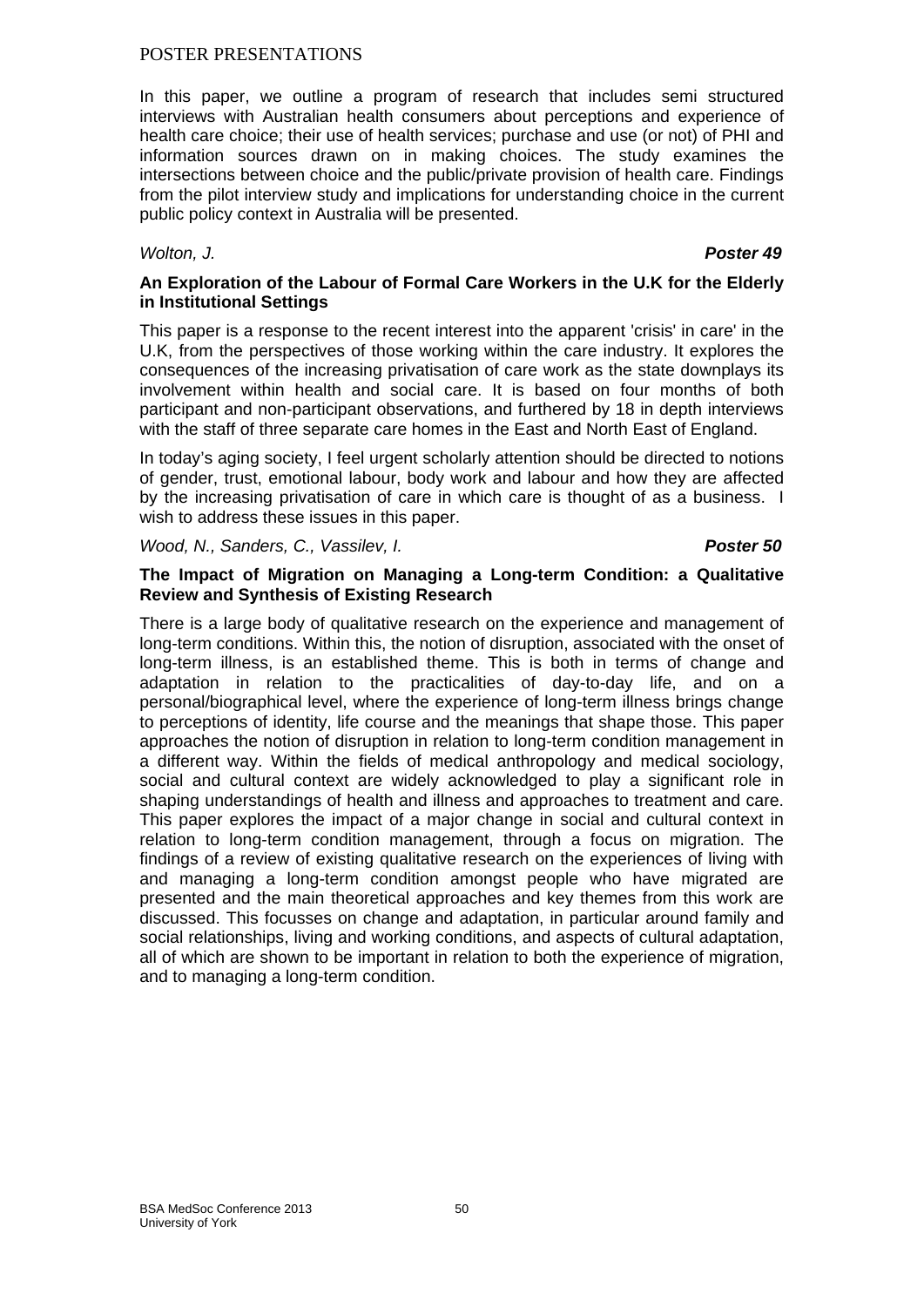In this paper, we outline a program of research that includes semi structured interviews with Australian health consumers about perceptions and experience of health care choice; their use of health services; purchase and use (or not) of PHI and information sources drawn on in making choices. The study examines the intersections between choice and the public/private provision of health care. Findings from the pilot interview study and implications for understanding choice in the current public policy context in Australia will be presented.

*Wolton, J.* ***Poster 49***

**An Exploration of the Labour of Formal Care Workers in the U.K for the Elderly in Institutional Settings**

This paper is a response to the recent interest into the apparent 'crisis' in care' in the U.K, from the perspectives of those working within the care industry. It explores the consequences of the increasing privatisation of care work as the state downplays its involvement within health and social care. It is based on four months of both participant and non-participant observations, and furthered by 18 in depth interviews with the staff of three separate care homes in the East and North East of England.

In today's aging society, I feel urgent scholarly attention should be directed to notions of gender, trust, emotional labour, body work and labour and how they are affected by the increasing privatisation of care in which care is thought of as a business. I wish to address these issues in this paper.

*Wood, N., Sanders, C., Vassilev, I.* ***Poster 50***

**The Impact of Migration on Managing a Long-term Condition: a Qualitative Review and Synthesis of Existing Research**

There is a large body of qualitative research on the experience and management of long-term conditions. Within this, the notion of disruption, associated with the onset of long-term illness, is an established theme. This is both in terms of change and adaptation in relation to the practicalities of day-to-day life, and on a personal/biographical level, where the experience of long-term illness brings change to perceptions of identity, life course and the meanings that shape those. This paper approaches the notion of disruption in relation to long-term condition management in a different way. Within the fields of medical anthropology and medical sociology, social and cultural context are widely acknowledged to play a significant role in shaping understandings of health and illness and approaches to treatment and care. This paper explores the impact of a major change in social and cultural context in relation to long-term condition management, through a focus on migration. The findings of a review of existing qualitative research on the experiences of living with and managing a long-term condition amongst people who have migrated are presented and the main theoretical approaches and key themes from this work are discussed. This focusses on change and adaptation, in particular around family and social relationships, living and working conditions, and aspects of cultural adaptation, all of which are shown to be important in relation to both the experience of migration, and to managing a long-term condition.